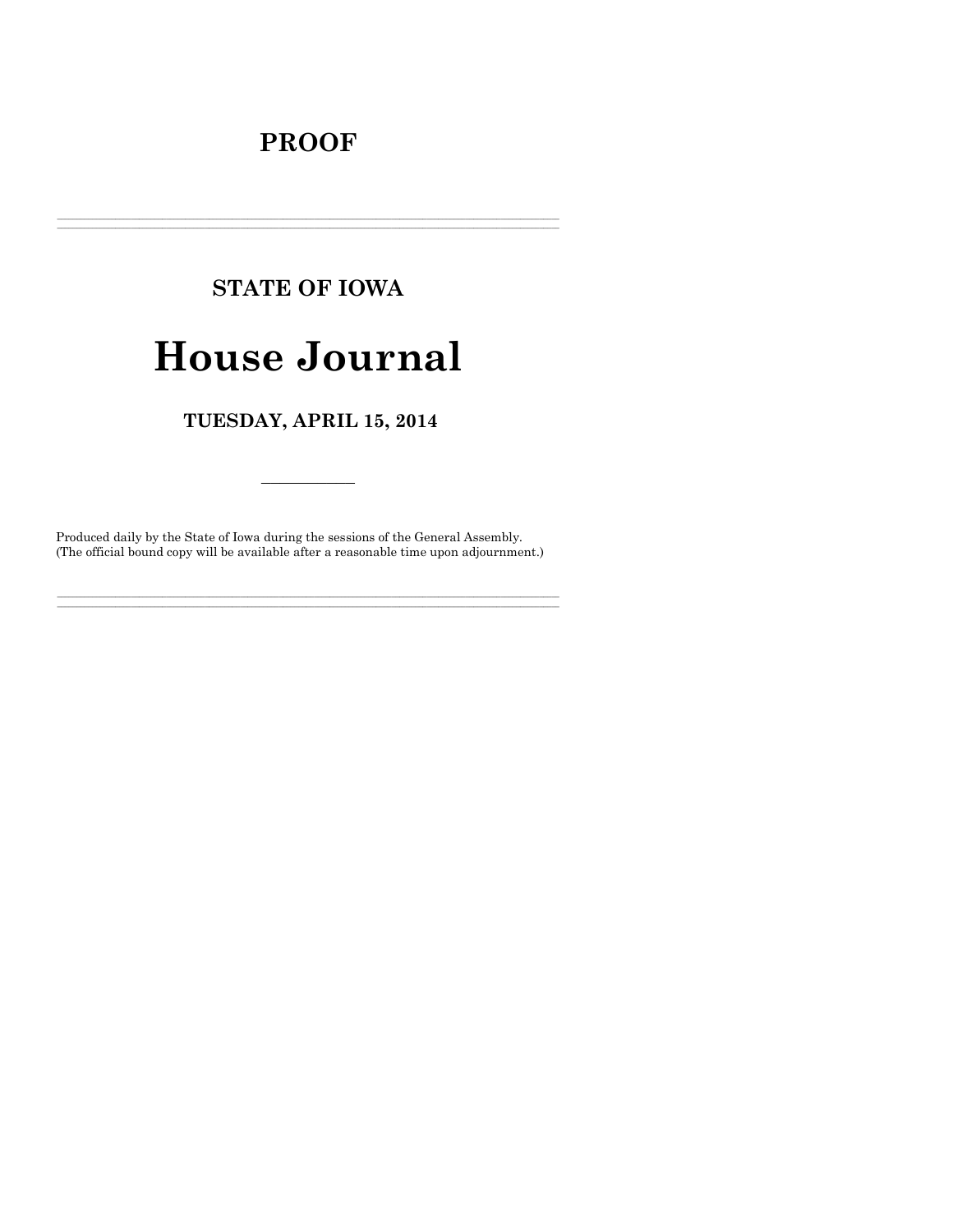# PROOF

---

## STATE OF IOWA

# House Journal

## TUESDAY, APRIL 15, 2014

---

Produced daily by the State of Iowa during the sessions of the General Assembly.
(The official bound copy will be available after a reasonable time upon adjournment.)

---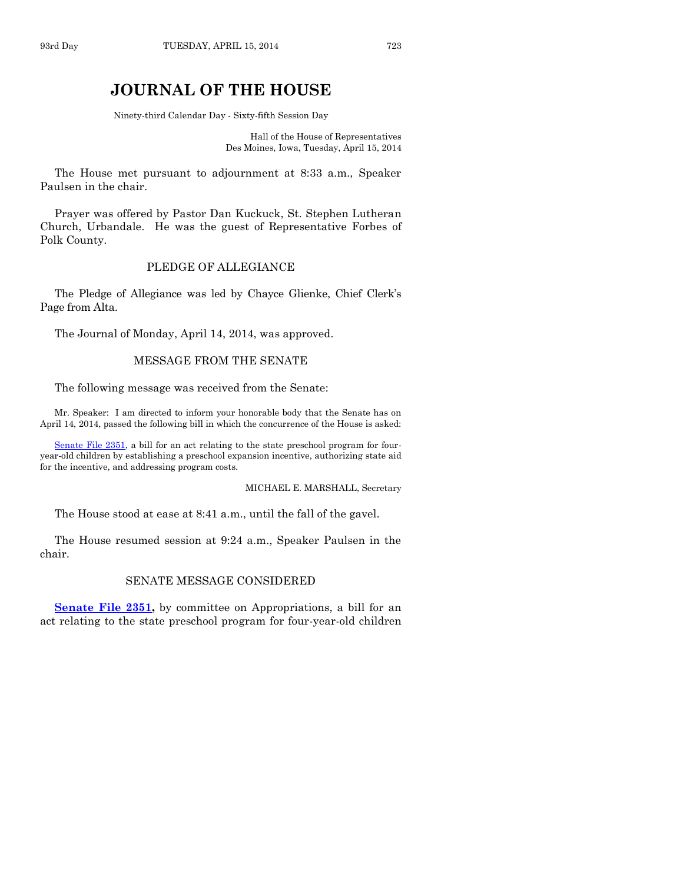# JOURNAL OF THE HOUSE

Ninety-third Calendar Day - Sixty-fifth Session Day

Hall of the House of Representatives
Des Moines, Iowa, Tuesday, April 15, 2014

The House met pursuant to adjournment at 8:33 a.m., Speaker Paulsen in the chair.

Prayer was offered by Pastor Dan Kuckuck, St. Stephen Lutheran Church, Urbandale. He was the guest of Representative Forbes of Polk County.

## PLEDGE OF ALLEGIANCE

The Pledge of Allegiance was led by Chayce Glienke, Chief Clerk's Page from Alta.

The Journal of Monday, April 14, 2014, was approved.

## MESSAGE FROM THE SENATE

The following message was received from the Senate:

Mr. Speaker: I am directed to inform your honorable body that the Senate has on April 14, 2014, passed the following bill in which the concurrence of the House is asked:

Senate File 2351, a bill for an act relating to the state preschool program for four-year-old children by establishing a preschool expansion incentive, authorizing state aid for the incentive, and addressing program costs.

MICHAEL E. MARSHALL, Secretary

The House stood at ease at 8:41 a.m., until the fall of the gavel.

The House resumed session at 9:24 a.m., Speaker Paulsen in the chair.

## SENATE MESSAGE CONSIDERED

**Senate File 2351,** by committee on Appropriations, a bill for an act relating to the state preschool program for four-year-old children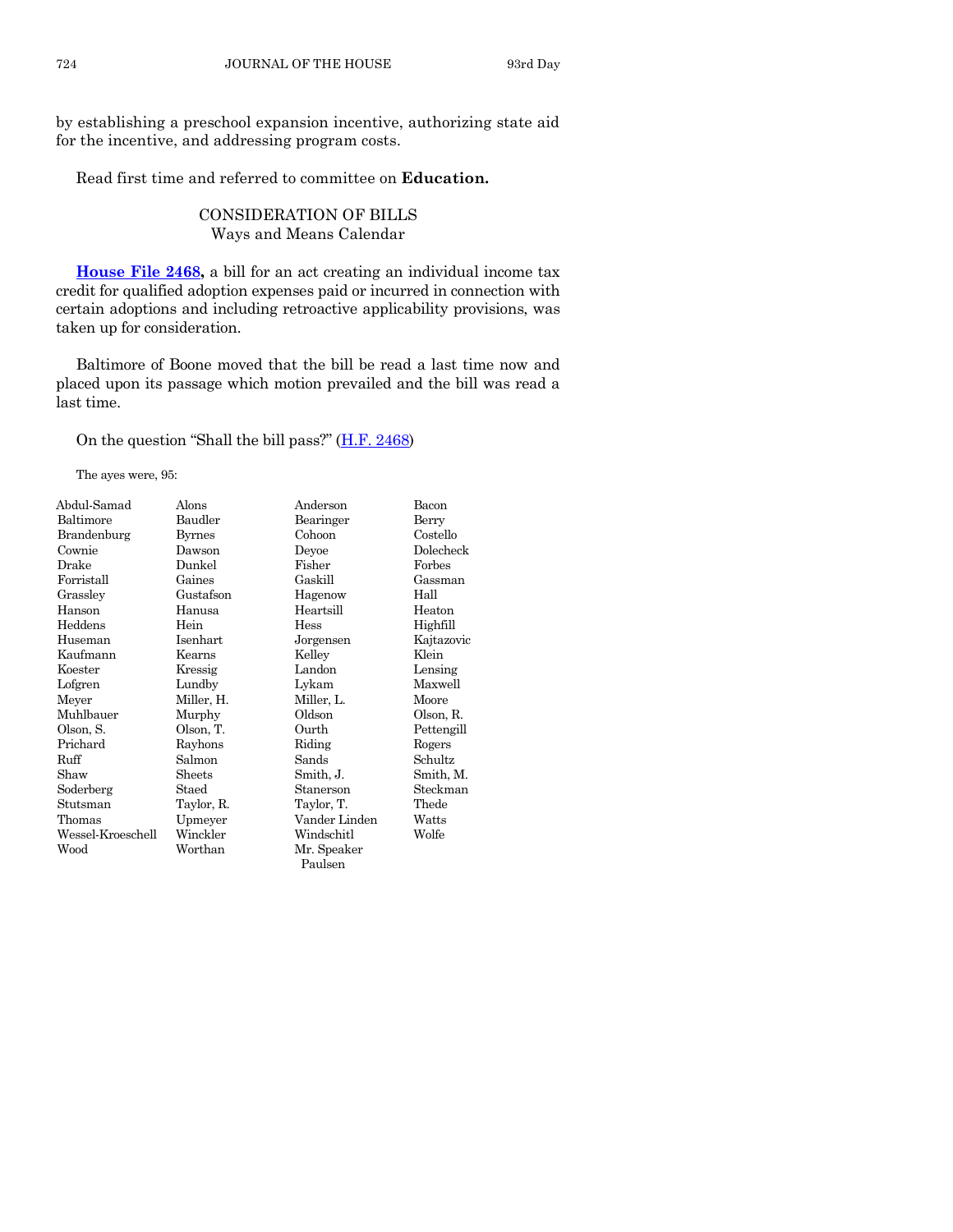by establishing a preschool expansion incentive, authorizing state aid for the incentive, and addressing program costs.

Read first time and referred to committee on **Education.**

## CONSIDERATION OF BILLS
### Ways and Means Calendar

**House File 2468,** a bill for an act creating an individual income tax credit for qualified adoption expenses paid or incurred in connection with certain adoptions and including retroactive applicability provisions, was taken up for consideration.

Baltimore of Boone moved that the bill be read a last time now and placed upon its passage which motion prevailed and the bill was read a last time.

On the question "Shall the bill pass?" (H.F. 2468)

The ayes were, 95:

| | | | |
|---|---|---|---|
| Abdul-Samad | Alons | Anderson | Bacon |
| Baltimore | Baudler | Bearinger | Berry |
| Brandenburg | Byrnes | Cohoon | Costello |
| Cownie | Dawson | Deyoe | Dolecheck |
| Drake | Dunkel | Fisher | Forbes |
| Forristall | Gaines | Gaskill | Gassman |
| Grassley | Gustafson | Hagenow | Hall |
| Hanson | Hanusa | Heartsill | Heaton |
| Heddens | Hein | Hess | Highfill |
| Huseman | Isenhart | Jorgensen | Kajtazovic |
| Kaufmann | Kearns | Kelley | Klein |
| Koester | Kressig | Landon | Lensing |
| Lofgren | Lundby | Lykam | Maxwell |
| Meyer | Miller, H. | Miller, L. | Moore |
| Muhlbauer | Murphy | Oldson | Olson, R. |
| Olson, S. | Olson, T. | Ourth | Pettengill |
| Prichard | Rayhons | Riding | Rogers |
| Ruff | Salmon | Sands | Schultz |
| Shaw | Sheets | Smith, J. | Smith, M. |
| Soderberg | Staed | Stanerson | Steckman |
| Stutsman | Taylor, R. | Taylor, T. | Thede |
| Thomas | Upmeyer | Vander Linden | Watts |
| Wessel-Kroeschell | Winckler | Windschitl | Wolfe |
| Wood | Worthan | Mr. Speaker Paulsen | |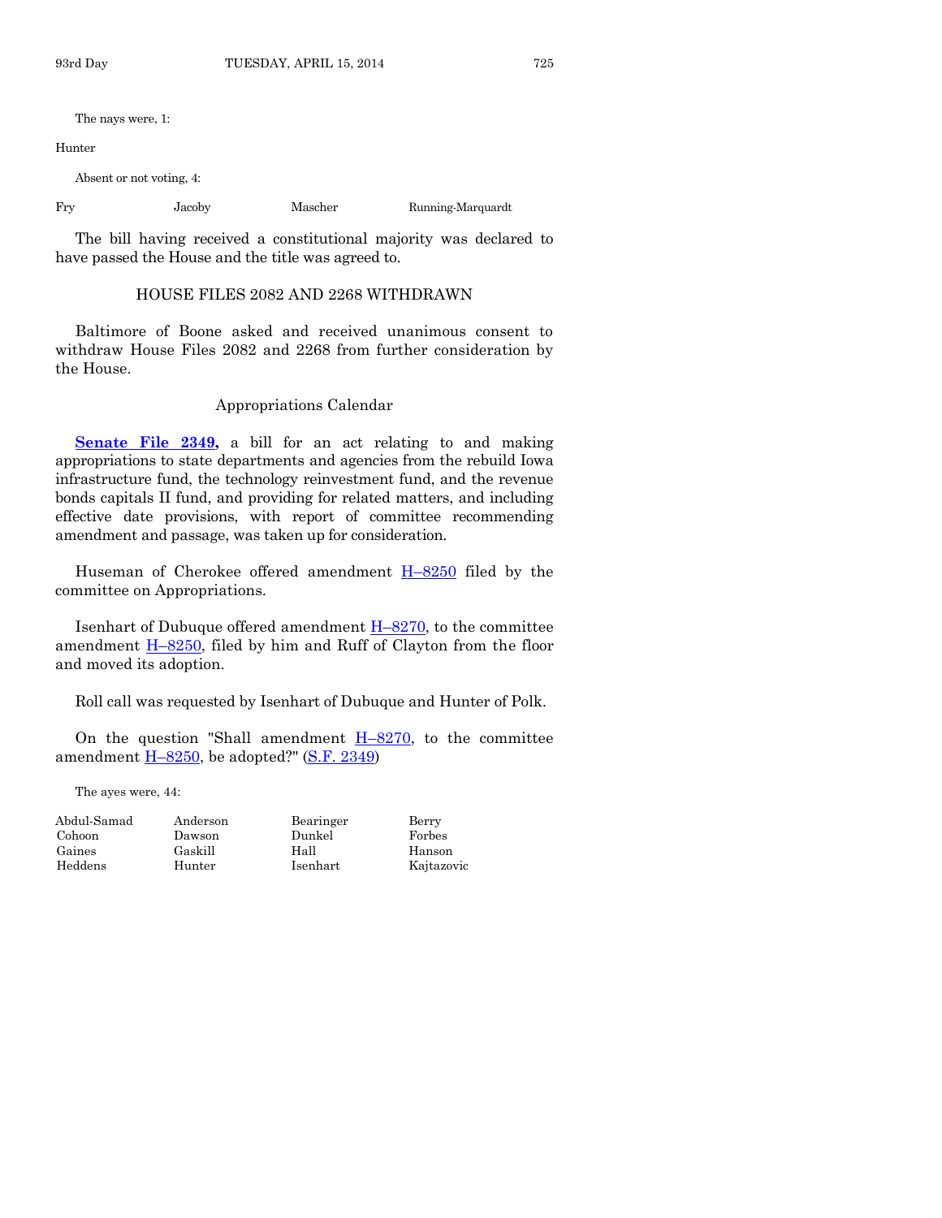The nays were, 1:

Hunter

Absent or not voting, 4:

| | | | |
|---|---|---|---|
| Fry | Jacoby | Mascher | Running-Marquardt |

The bill having received a constitutional majority was declared to have passed the House and the title was agreed to.

## HOUSE FILES 2082 AND 2268 WITHDRAWN

Baltimore of Boone asked and received unanimous consent to withdraw House Files 2082 and 2268 from further consideration by the House.

## Appropriations Calendar

**Senate File 2349,** a bill for an act relating to and making appropriations to state departments and agencies from the rebuild Iowa infrastructure fund, the technology reinvestment fund, and the revenue bonds capitals II fund, and providing for related matters, and including effective date provisions, with report of committee recommending amendment and passage, was taken up for consideration.

Huseman of Cherokee offered amendment H–8250 filed by the committee on Appropriations.

Isenhart of Dubuque offered amendment H–8270, to the committee amendment H–8250, filed by him and Ruff of Clayton from the floor and moved its adoption.

Roll call was requested by Isenhart of Dubuque and Hunter of Polk.

On the question "Shall amendment H–8270, to the committee amendment H–8250, be adopted?" (S.F. 2349)

The ayes were, 44:

| | | | |
|---|---|---|---|
| Abdul-Samad | Anderson | Bearinger | Berry |
| Cohoon | Dawson | Dunkel | Forbes |
| Gaines | Gaskill | Hall | Hanson |
| Heddens | Hunter | Isenhart | Kajtazovic |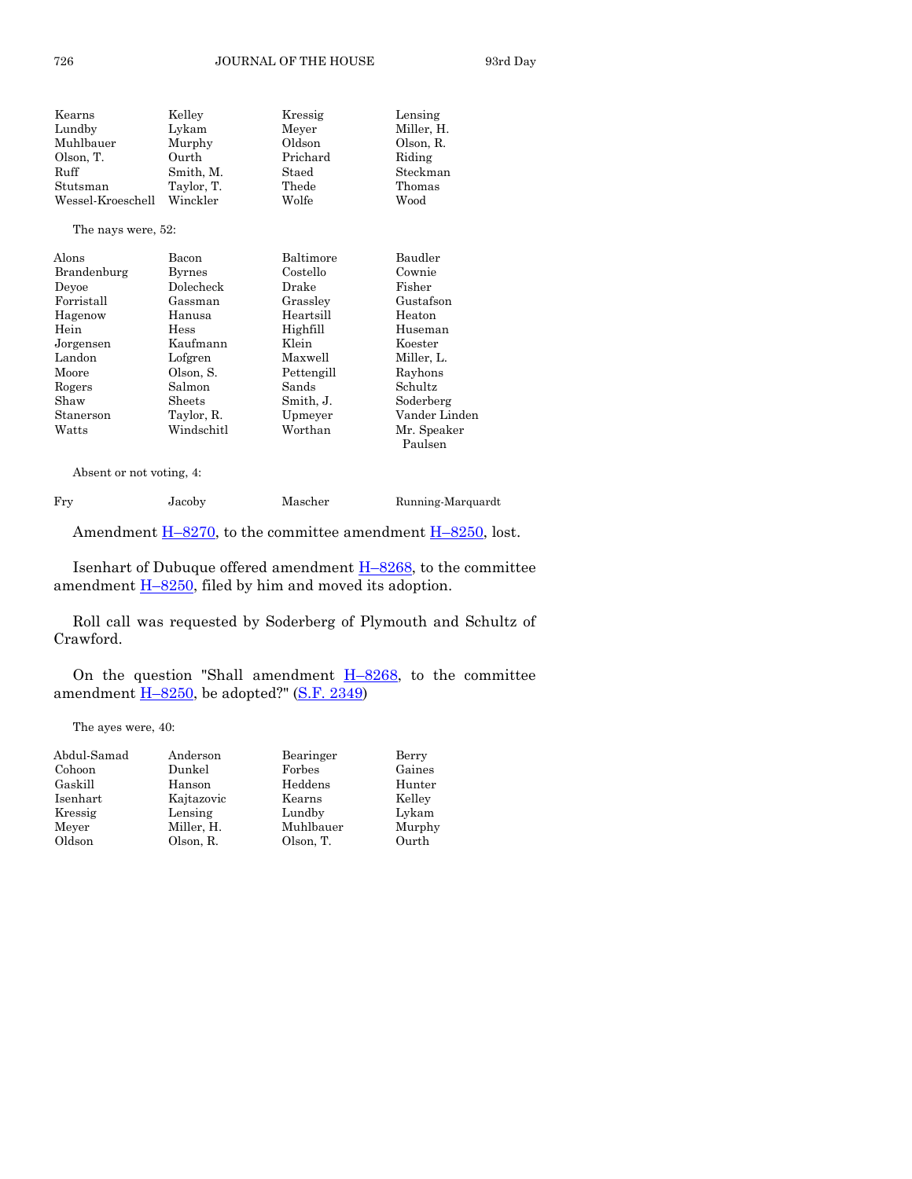| | | | |
|---|---|---|---|
| Kearns | Kelley | Kressig | Lensing |
| Lundby | Lykam | Meyer | Miller, H. |
| Muhlbauer | Murphy | Oldson | Olson, R. |
| Olson, T. | Ourth | Prichard | Riding |
| Ruff | Smith, M. | Staed | Steckman |
| Stutsman | Taylor, T. | Thede | Thomas |
| Wessel-Kroeschell | Winckler | Wolfe | Wood |

The nays were, 52:

| | | | |
|---|---|---|---|
| Alons | Bacon | Baltimore | Baudler |
| Brandenburg | Byrnes | Costello | Cownie |
| Deyoe | Dolecheck | Drake | Fisher |
| Forristall | Gassman | Grassley | Gustafson |
| Hagenow | Hanusa | Heartsill | Heaton |
| Hein | Hess | Highfill | Huseman |
| Jorgensen | Kaufmann | Klein | Koester |
| Landon | Lofgren | Maxwell | Miller, L. |
| Moore | Olson, S. | Pettengill | Rayhons |
| Rogers | Salmon | Sands | Schultz |
| Shaw | Sheets | Smith, J. | Soderberg |
| Stanerson | Taylor, R. | Upmeyer | Vander Linden |
| Watts | Windschitl | Worthan | Mr. Speaker Paulsen |

Absent or not voting, 4:

| | | | |
|---|---|---|---|
| Fry | Jacoby | Mascher | Running-Marquardt |

Amendment H–8270, to the committee amendment H–8250, lost.

Isenhart of Dubuque offered amendment H–8268, to the committee amendment H–8250, filed by him and moved its adoption.

Roll call was requested by Soderberg of Plymouth and Schultz of Crawford.

On the question "Shall amendment H–8268, to the committee amendment H–8250, be adopted?" (S.F. 2349)

The ayes were, 40:

| | | | |
|---|---|---|---|
| Abdul-Samad | Anderson | Bearinger | Berry |
| Cohoon | Dunkel | Forbes | Gaines |
| Gaskill | Hanson | Heddens | Hunter |
| Isenhart | Kajtazovic | Kearns | Kelley |
| Kressig | Lensing | Lundby | Lykam |
| Meyer | Miller, H. | Muhlbauer | Murphy |
| Oldson | Olson, R. | Olson, T. | Ourth |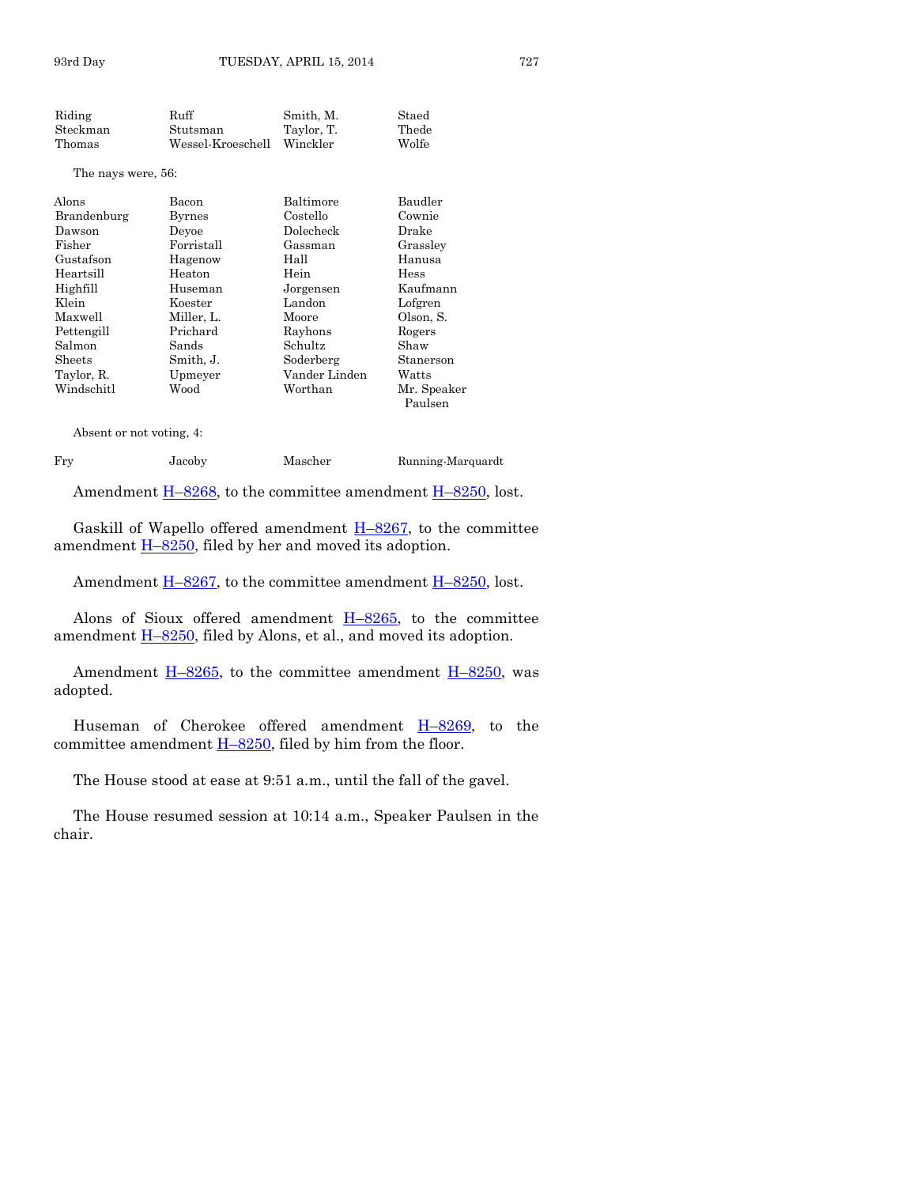| | | | |
|---|---|---|---|
| Riding | Ruff | Smith, M. | Staed |
| Steckman | Stutsman | Taylor, T. | Thede |
| Thomas | Wessel-Kroeschell | Winckler | Wolfe |

The nays were, 56:

| | | | |
|---|---|---|---|
| Alons | Bacon | Baltimore | Baudler |
| Brandenburg | Byrnes | Costello | Cownie |
| Dawson | Deyoe | Dolecheck | Drake |
| Fisher | Forristall | Gassman | Grassley |
| Gustafson | Hagenow | Hall | Hanusa |
| Heartsill | Heaton | Hein | Hess |
| Highfill | Huseman | Jorgensen | Kaufmann |
| Klein | Koester | Landon | Lofgren |
| Maxwell | Miller, L. | Moore | Olson, S. |
| Pettengill | Prichard | Rayhons | Rogers |
| Salmon | Sands | Schultz | Shaw |
| Sheets | Smith, J. | Soderberg | Stanerson |
| Taylor, R. | Upmeyer | Vander Linden | Watts |
| Windschitl | Wood | Worthan | Mr. Speaker Paulsen |

Absent or not voting, 4:

| | | | |
|---|---|---|---|
| Fry | Jacoby | Mascher | Running-Marquardt |

Amendment H–8268, to the committee amendment H–8250, lost.

Gaskill of Wapello offered amendment H–8267, to the committee amendment H–8250, filed by her and moved its adoption.

Amendment H–8267, to the committee amendment H–8250, lost.

Alons of Sioux offered amendment H–8265, to the committee amendment H–8250, filed by Alons, et al., and moved its adoption.

Amendment H–8265, to the committee amendment H–8250, was adopted.

Huseman of Cherokee offered amendment H–8269, to the committee amendment H–8250, filed by him from the floor.

The House stood at ease at 9:51 a.m., until the fall of the gavel.

The House resumed session at 10:14 a.m., Speaker Paulsen in the chair.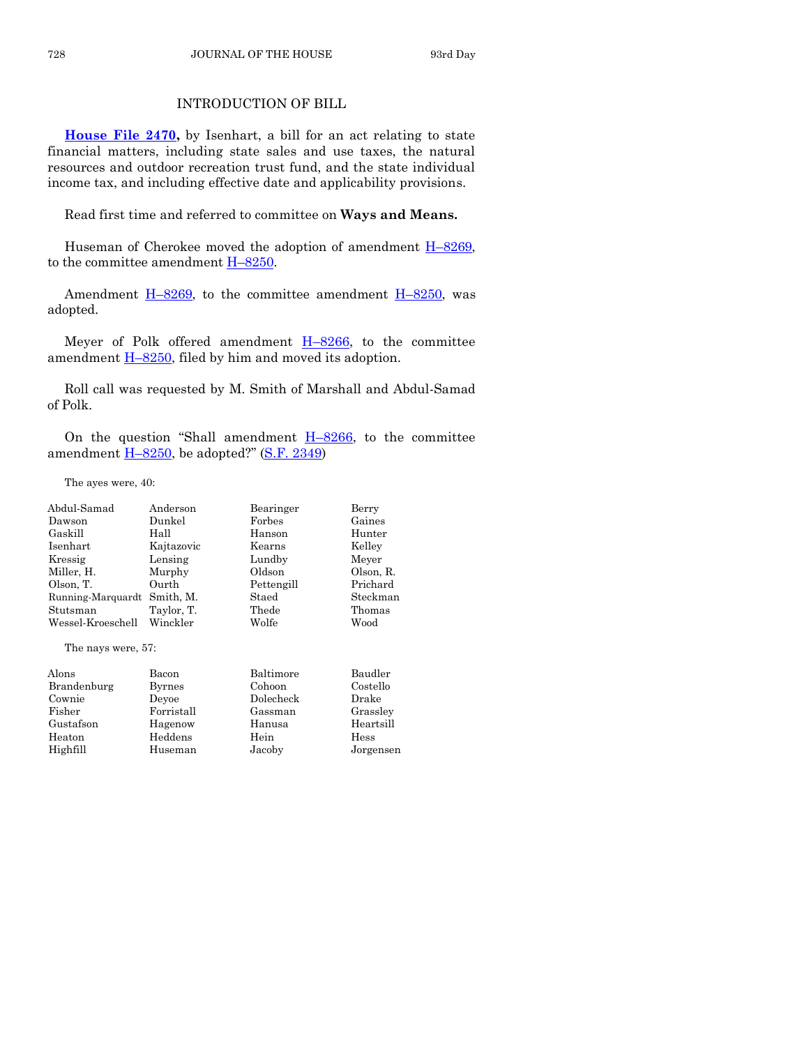## INTRODUCTION OF BILL

**House File 2470,** by Isenhart, a bill for an act relating to state financial matters, including state sales and use taxes, the natural resources and outdoor recreation trust fund, and the state individual income tax, and including effective date and applicability provisions.

Read first time and referred to committee on **Ways and Means.**

Huseman of Cherokee moved the adoption of amendment H–8269, to the committee amendment H–8250.

Amendment H–8269, to the committee amendment H–8250, was adopted.

Meyer of Polk offered amendment H–8266, to the committee amendment H–8250, filed by him and moved its adoption.

Roll call was requested by M. Smith of Marshall and Abdul-Samad of Polk.

On the question "Shall amendment H–8266, to the committee amendment H–8250, be adopted?" (S.F. 2349)

The ayes were, 40:

| | | | |
|---|---|---|---|
| Abdul-Samad | Anderson | Bearinger | Berry |
| Dawson | Dunkel | Forbes | Gaines |
| Gaskill | Hall | Hanson | Hunter |
| Isenhart | Kajtazovic | Kearns | Kelley |
| Kressig | Lensing | Lundby | Meyer |
| Miller, H. | Murphy | Oldson | Olson, R. |
| Olson, T. | Ourth | Pettengill | Prichard |
| Running-Marquardt | Smith, M. | Staed | Steckman |
| Stutsman | Taylor, T. | Thede | Thomas |
| Wessel-Kroeschell | Winckler | Wolfe | Wood |

The nays were, 57:

| | | | |
|---|---|---|---|
| Alons | Bacon | Baltimore | Baudler |
| Brandenburg | Byrnes | Cohoon | Costello |
| Cownie | Deyoe | Dolecheck | Drake |
| Fisher | Forristall | Gassman | Grassley |
| Gustafson | Hagenow | Hanusa | Heartsill |
| Heaton | Heddens | Hein | Hess |
| Highfill | Huseman | Jacoby | Jorgensen |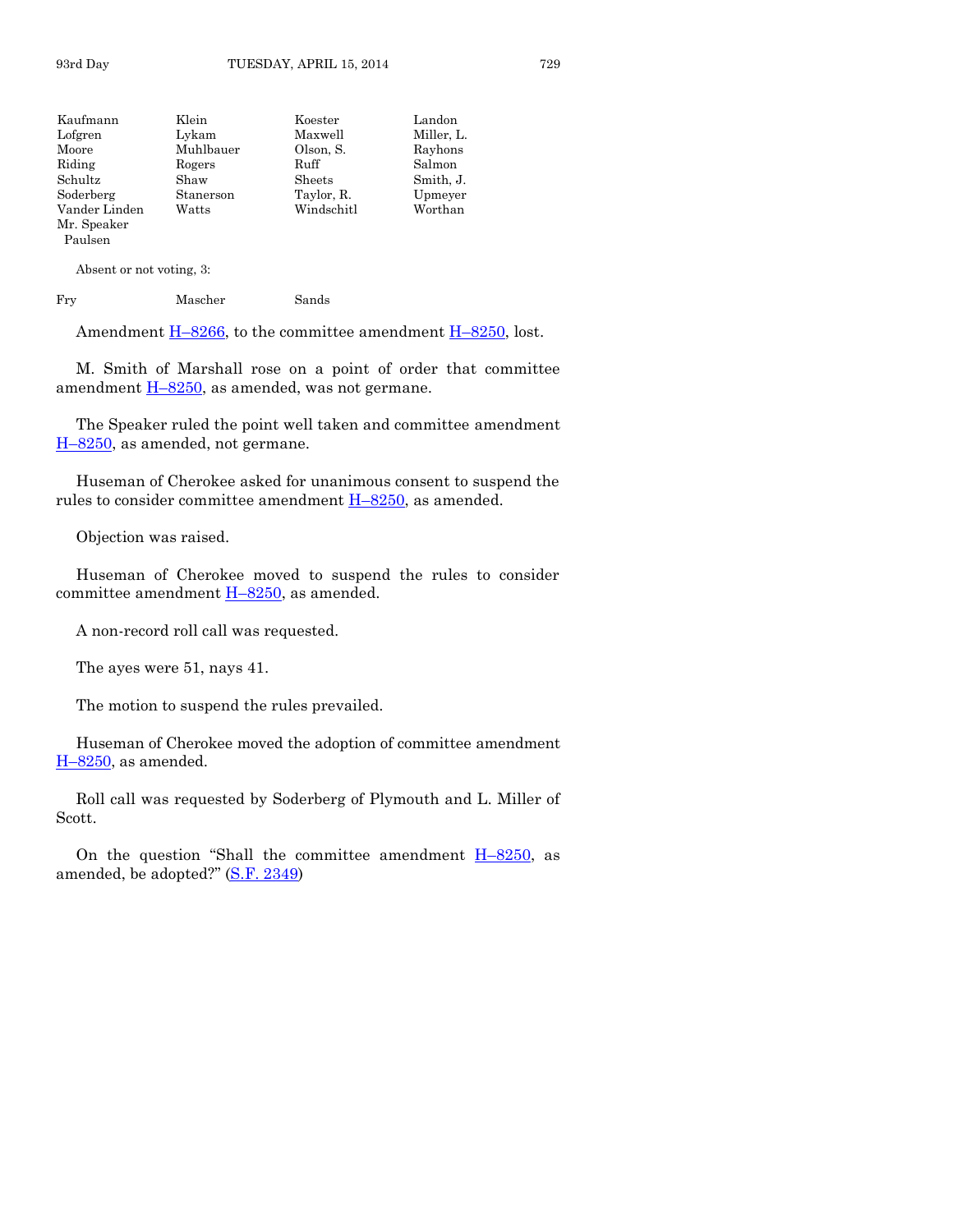| | | | |
|---|---|---|---|
| Kaufmann | Klein | Koester | Landon |
| Lofgren | Lykam | Maxwell | Miller, L. |
| Moore | Muhlbauer | Olson, S. | Rayhons |
| Riding | Rogers | Ruff | Salmon |
| Schultz | Shaw | Sheets | Smith, J. |
| Soderberg | Stanerson | Taylor, R. | Upmeyer |
| Vander Linden | Watts | Windschitl | Worthan |
| Mr. Speaker Paulsen | | | |

Absent or not voting, 3:

| | | |
|---|---|---|
| Fry | Mascher | Sands |

Amendment H–8266, to the committee amendment H–8250, lost.

M. Smith of Marshall rose on a point of order that committee amendment H–8250, as amended, was not germane.

The Speaker ruled the point well taken and committee amendment H–8250, as amended, not germane.

Huseman of Cherokee asked for unanimous consent to suspend the rules to consider committee amendment H–8250, as amended.

Objection was raised.

Huseman of Cherokee moved to suspend the rules to consider committee amendment H–8250, as amended.

A non-record roll call was requested.

The ayes were 51, nays 41.

The motion to suspend the rules prevailed.

Huseman of Cherokee moved the adoption of committee amendment H–8250, as amended.

Roll call was requested by Soderberg of Plymouth and L. Miller of Scott.

On the question "Shall the committee amendment H–8250, as amended, be adopted?" (S.F. 2349)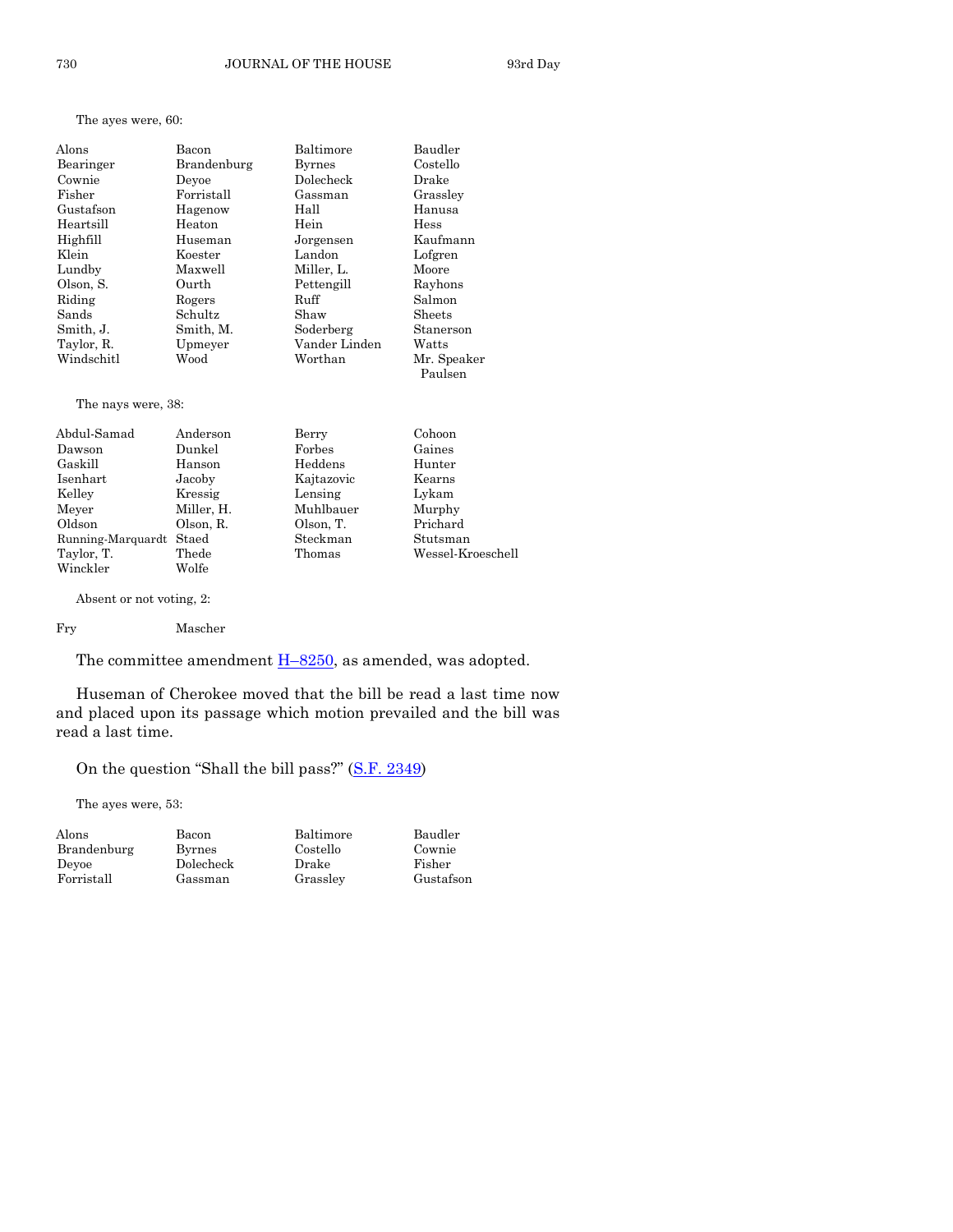The ayes were, 60:

| | | | |
|---|---|---|---|
| Alons | Bacon | Baltimore | Baudler |
| Bearinger | Brandenburg | Byrnes | Costello |
| Cownie | Deyoe | Dolecheck | Drake |
| Fisher | Forristall | Gassman | Grassley |
| Gustafson | Hagenow | Hall | Hanusa |
| Heartsill | Heaton | Hein | Hess |
| Highfill | Huseman | Jorgensen | Kaufmann |
| Klein | Koester | Landon | Lofgren |
| Lundby | Maxwell | Miller, L. | Moore |
| Olson, S. | Ourth | Pettengill | Rayhons |
| Riding | Rogers | Ruff | Salmon |
| Sands | Schultz | Shaw | Sheets |
| Smith, J. | Smith, M. | Soderberg | Stanerson |
| Taylor, R. | Upmeyer | Vander Linden | Watts |
| Windschitl | Wood | Worthan | Mr. Speaker Paulsen |

The nays were, 38:

| | | | |
|---|---|---|---|
| Abdul-Samad | Anderson | Berry | Cohoon |
| Dawson | Dunkel | Forbes | Gaines |
| Gaskill | Hanson | Heddens | Hunter |
| Isenhart | Jacoby | Kajtazovic | Kearns |
| Kelley | Kressig | Lensing | Lykam |
| Meyer | Miller, H. | Muhlbauer | Murphy |
| Oldson | Olson, R. | Olson, T. | Prichard |
| Running-Marquardt | Staed | Steckman | Stutsman |
| Taylor, T. | Thede | Thomas | Wessel-Kroeschell |
| Winckler | Wolfe | | |

Absent or not voting, 2:

| | |
|---|---|
| Fry | Mascher |

The committee amendment H–8250, as amended, was adopted.

Huseman of Cherokee moved that the bill be read a last time now and placed upon its passage which motion prevailed and the bill was read a last time.

On the question "Shall the bill pass?" (S.F. 2349)

The ayes were, 53:

| | | | |
|---|---|---|---|
| Alons | Bacon | Baltimore | Baudler |
| Brandenburg | Byrnes | Costello | Cownie |
| Deyoe | Dolecheck | Drake | Fisher |
| Forristall | Gassman | Grassley | Gustafson |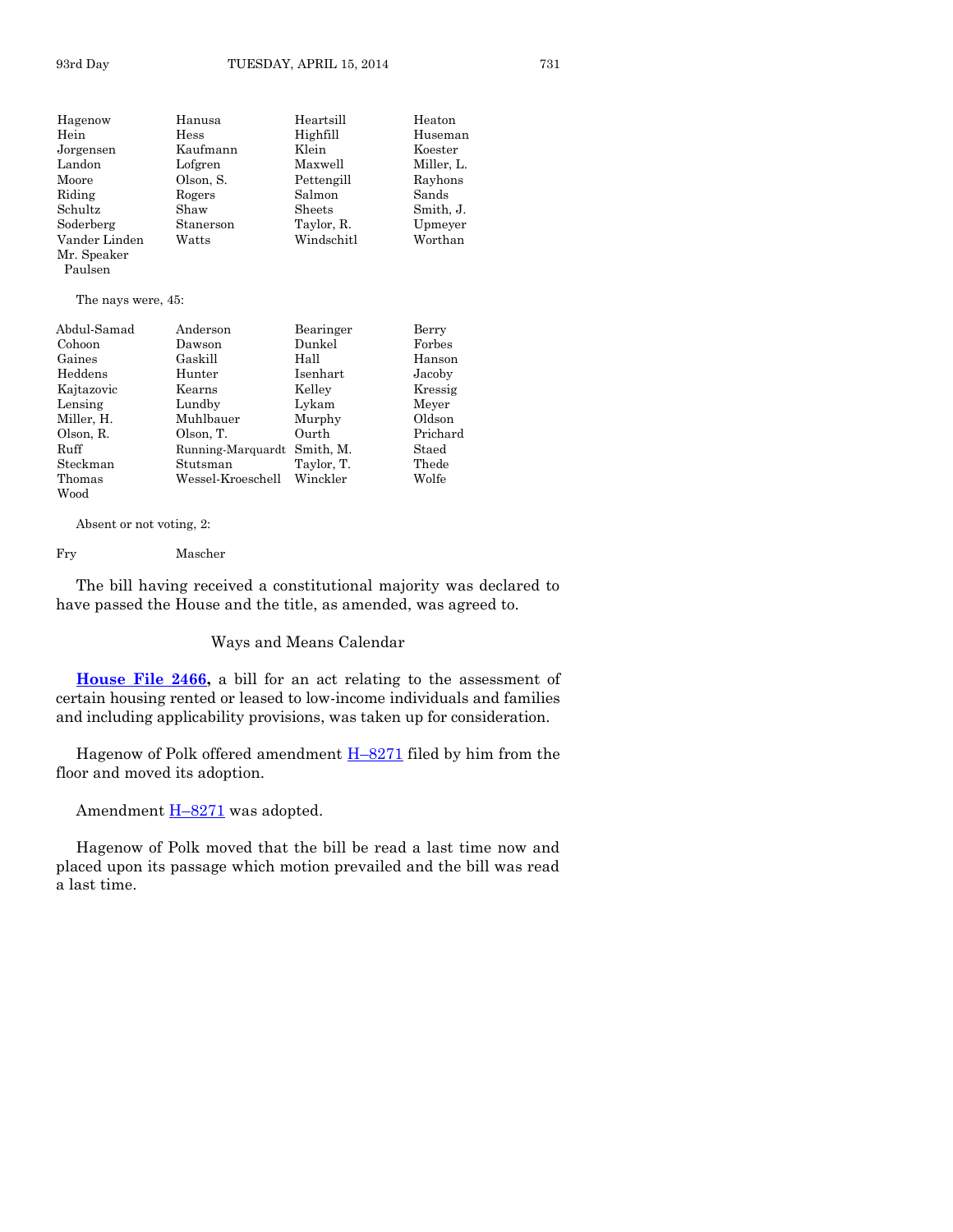| | | | |
|---|---|---|---|
| Hagenow | Hanusa | Heartsill | Heaton |
| Hein | Hess | Highfill | Huseman |
| Jorgensen | Kaufmann | Klein | Koester |
| Landon | Lofgren | Maxwell | Miller, L. |
| Moore | Olson, S. | Pettengill | Rayhons |
| Riding | Rogers | Salmon | Sands |
| Schultz | Shaw | Sheets | Smith, J. |
| Soderberg | Stanerson | Taylor, R. | Upmeyer |
| Vander Linden | Watts | Windschitl | Worthan |
| Mr. Speaker Paulsen | | | |

The nays were, 45:

| | | | |
|---|---|---|---|
| Abdul-Samad | Anderson | Bearinger | Berry |
| Cohoon | Dawson | Dunkel | Forbes |
| Gaines | Gaskill | Hall | Hanson |
| Heddens | Hunter | Isenhart | Jacoby |
| Kajtazovic | Kearns | Kelley | Kressig |
| Lensing | Lundby | Lykam | Meyer |
| Miller, H. | Muhlbauer | Murphy | Oldson |
| Olson, R. | Olson, T. | Ourth | Prichard |
| Ruff | Running-Marquardt | Smith, M. | Staed |
| Steckman | Stutsman | Taylor, T. | Thede |
| Thomas | Wessel-Kroeschell | Winckler | Wolfe |
| Wood | | | |

Absent or not voting, 2:

| | |
|---|---|
| Fry | Mascher |

The bill having received a constitutional majority was declared to have passed the House and the title, as amended, was agreed to.

## Ways and Means Calendar

**House File 2466,** a bill for an act relating to the assessment of certain housing rented or leased to low-income individuals and families and including applicability provisions, was taken up for consideration.

Hagenow of Polk offered amendment H–8271 filed by him from the floor and moved its adoption.

Amendment H–8271 was adopted.

Hagenow of Polk moved that the bill be read a last time now and placed upon its passage which motion prevailed and the bill was read a last time.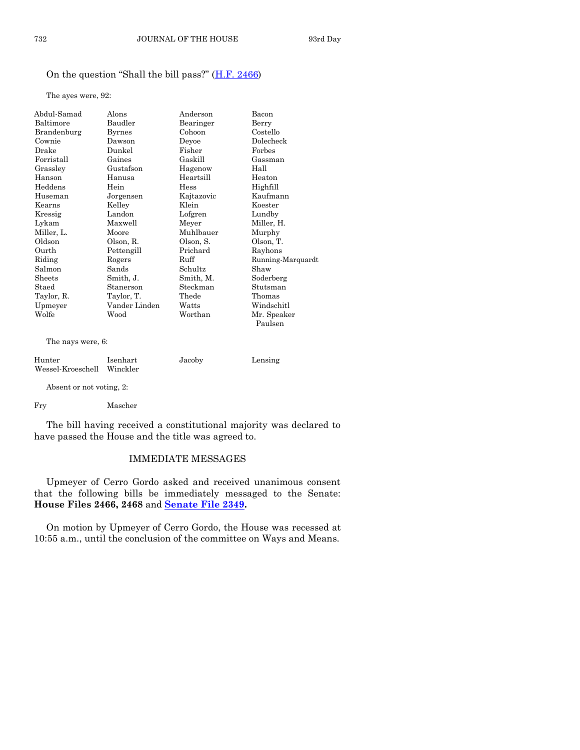On the question "Shall the bill pass?" (H.F. 2466)

The ayes were, 92:

| | | | |
|---|---|---|---|
| Abdul-Samad | Alons | Anderson | Bacon |
| Baltimore | Baudler | Bearinger | Berry |
| Brandenburg | Byrnes | Cohoon | Costello |
| Cownie | Dawson | Deyoe | Dolecheck |
| Drake | Dunkel | Fisher | Forbes |
| Forristall | Gaines | Gaskill | Gassman |
| Grassley | Gustafson | Hagenow | Hall |
| Hanson | Hanusa | Heartsill | Heaton |
| Heddens | Hein | Hess | Highfill |
| Huseman | Jorgensen | Kajtazovic | Kaufmann |
| Kearns | Kelley | Klein | Koester |
| Kressig | Landon | Lofgren | Lundby |
| Lykam | Maxwell | Meyer | Miller, H. |
| Miller, L. | Moore | Muhlbauer | Murphy |
| Oldson | Olson, R. | Olson, S. | Olson, T. |
| Ourth | Pettengill | Prichard | Rayhons |
| Riding | Rogers | Ruff | Running-Marquardt |
| Salmon | Sands | Schultz | Shaw |
| Sheets | Smith, J. | Smith, M. | Soderberg |
| Staed | Stanerson | Steckman | Stutsman |
| Taylor, R. | Taylor, T. | Thede | Thomas |
| Upmeyer | Vander Linden | Watts | Windschitl |
| Wolfe | Wood | Worthan | Mr. Speaker Paulsen |

The nays were, 6:

| | | | |
|---|---|---|---|
| Hunter | Isenhart | Jacoby | Lensing |
| Wessel-Kroeschell | Winckler | | |

Absent or not voting, 2:

| | |
|---|---|
| Fry | Mascher |

The bill having received a constitutional majority was declared to have passed the House and the title was agreed to.

## IMMEDIATE MESSAGES

Upmeyer of Cerro Gordo asked and received unanimous consent that the following bills be immediately messaged to the Senate: **House Files 2466, 2468** and **Senate File 2349.**

On motion by Upmeyer of Cerro Gordo, the House was recessed at 10:55 a.m., until the conclusion of the committee on Ways and Means.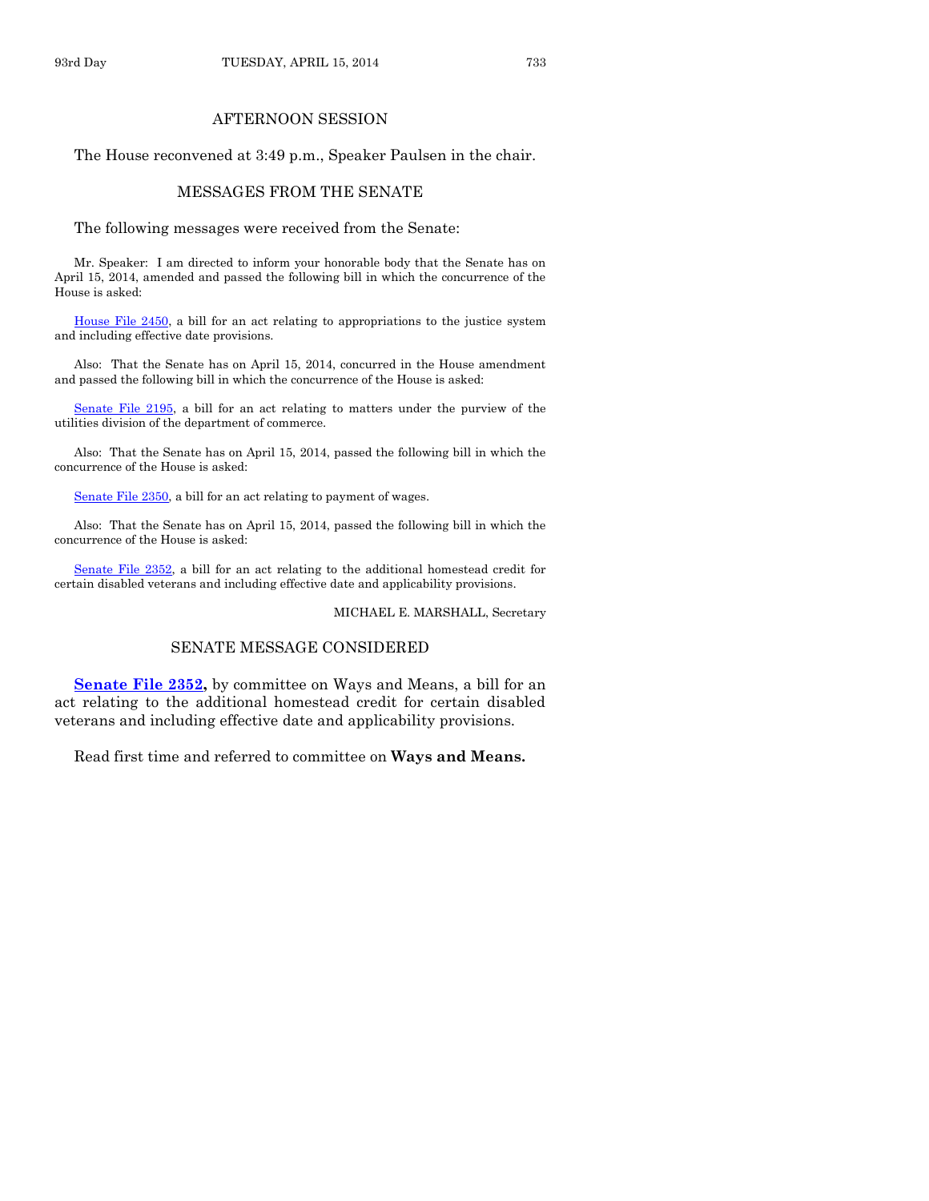## AFTERNOON SESSION

The House reconvened at 3:49 p.m., Speaker Paulsen in the chair.

## MESSAGES FROM THE SENATE

The following messages were received from the Senate:

Mr. Speaker: I am directed to inform your honorable body that the Senate has on April 15, 2014, amended and passed the following bill in which the concurrence of the House is asked:

House File 2450, a bill for an act relating to appropriations to the justice system and including effective date provisions.

Also: That the Senate has on April 15, 2014, concurred in the House amendment and passed the following bill in which the concurrence of the House is asked:

Senate File 2195, a bill for an act relating to matters under the purview of the utilities division of the department of commerce.

Also: That the Senate has on April 15, 2014, passed the following bill in which the concurrence of the House is asked:

Senate File 2350, a bill for an act relating to payment of wages.

Also: That the Senate has on April 15, 2014, passed the following bill in which the concurrence of the House is asked:

Senate File 2352, a bill for an act relating to the additional homestead credit for certain disabled veterans and including effective date and applicability provisions.

MICHAEL E. MARSHALL, Secretary

## SENATE MESSAGE CONSIDERED

**Senate File 2352,** by committee on Ways and Means, a bill for an act relating to the additional homestead credit for certain disabled veterans and including effective date and applicability provisions.

Read first time and referred to committee on **Ways and Means.**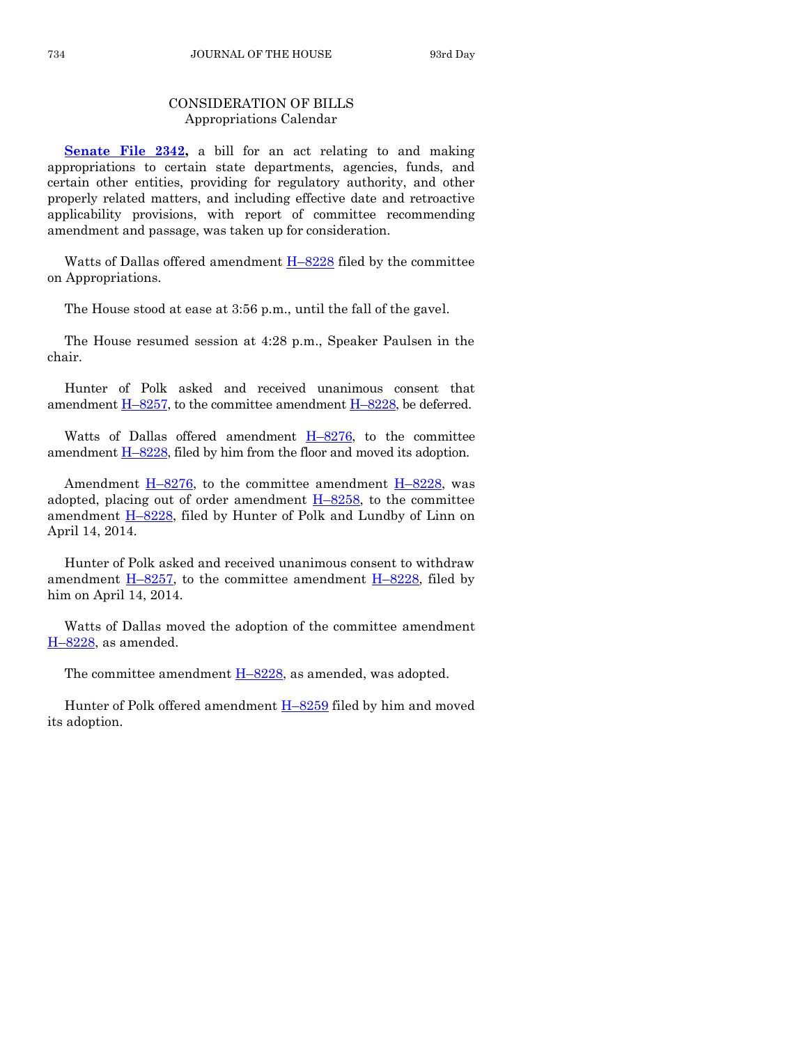## CONSIDERATION OF BILLS
### Appropriations Calendar

**Senate File 2342,** a bill for an act relating to and making appropriations to certain state departments, agencies, funds, and certain other entities, providing for regulatory authority, and other properly related matters, and including effective date and retroactive applicability provisions, with report of committee recommending amendment and passage, was taken up for consideration.

Watts of Dallas offered amendment H–8228 filed by the committee on Appropriations.

The House stood at ease at 3:56 p.m., until the fall of the gavel.

The House resumed session at 4:28 p.m., Speaker Paulsen in the chair.

Hunter of Polk asked and received unanimous consent that amendment H–8257, to the committee amendment H–8228, be deferred.

Watts of Dallas offered amendment H–8276, to the committee amendment H–8228, filed by him from the floor and moved its adoption.

Amendment H–8276, to the committee amendment H–8228, was adopted, placing out of order amendment H–8258, to the committee amendment H–8228, filed by Hunter of Polk and Lundby of Linn on April 14, 2014.

Hunter of Polk asked and received unanimous consent to withdraw amendment H–8257, to the committee amendment H–8228, filed by him on April 14, 2014.

Watts of Dallas moved the adoption of the committee amendment H–8228, as amended.

The committee amendment H–8228, as amended, was adopted.

Hunter of Polk offered amendment H–8259 filed by him and moved its adoption.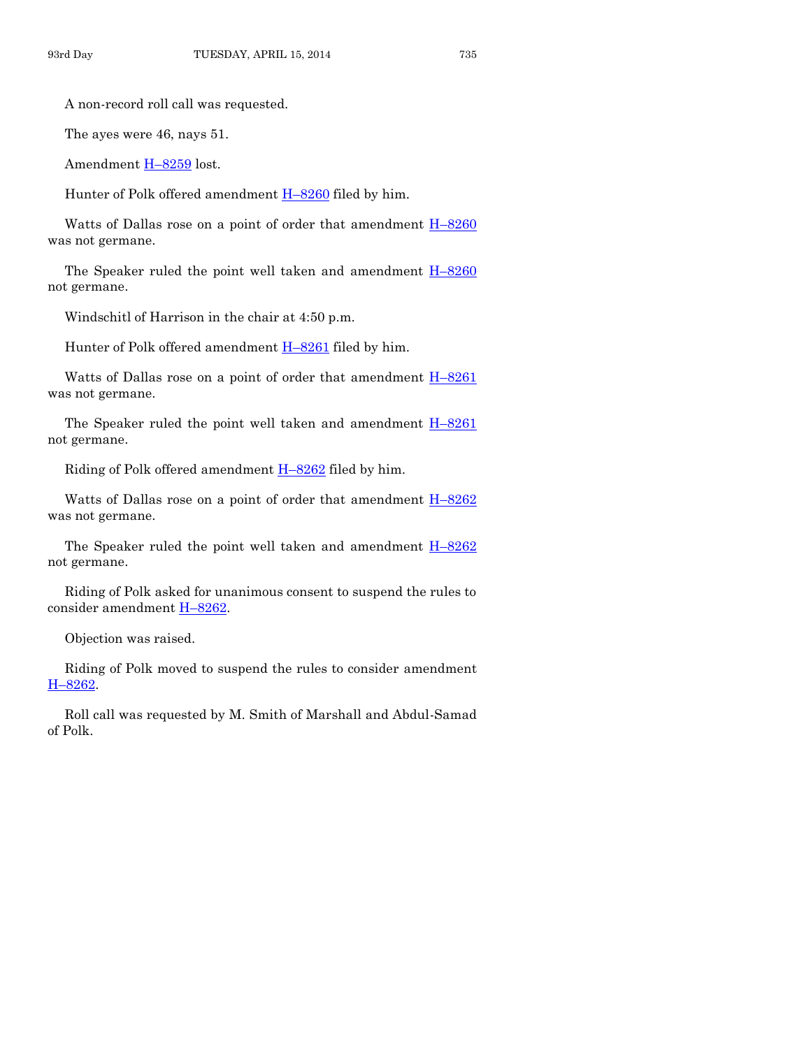A non-record roll call was requested.

The ayes were 46, nays 51.

Amendment H–8259 lost.

Hunter of Polk offered amendment H–8260 filed by him.

Watts of Dallas rose on a point of order that amendment H–8260 was not germane.

The Speaker ruled the point well taken and amendment H–8260 not germane.

Windschitl of Harrison in the chair at 4:50 p.m.

Hunter of Polk offered amendment H–8261 filed by him.

Watts of Dallas rose on a point of order that amendment H–8261 was not germane.

The Speaker ruled the point well taken and amendment H–8261 not germane.

Riding of Polk offered amendment H–8262 filed by him.

Watts of Dallas rose on a point of order that amendment H–8262 was not germane.

The Speaker ruled the point well taken and amendment H–8262 not germane.

Riding of Polk asked for unanimous consent to suspend the rules to consider amendment H–8262.

Objection was raised.

Riding of Polk moved to suspend the rules to consider amendment H–8262.

Roll call was requested by M. Smith of Marshall and Abdul-Samad of Polk.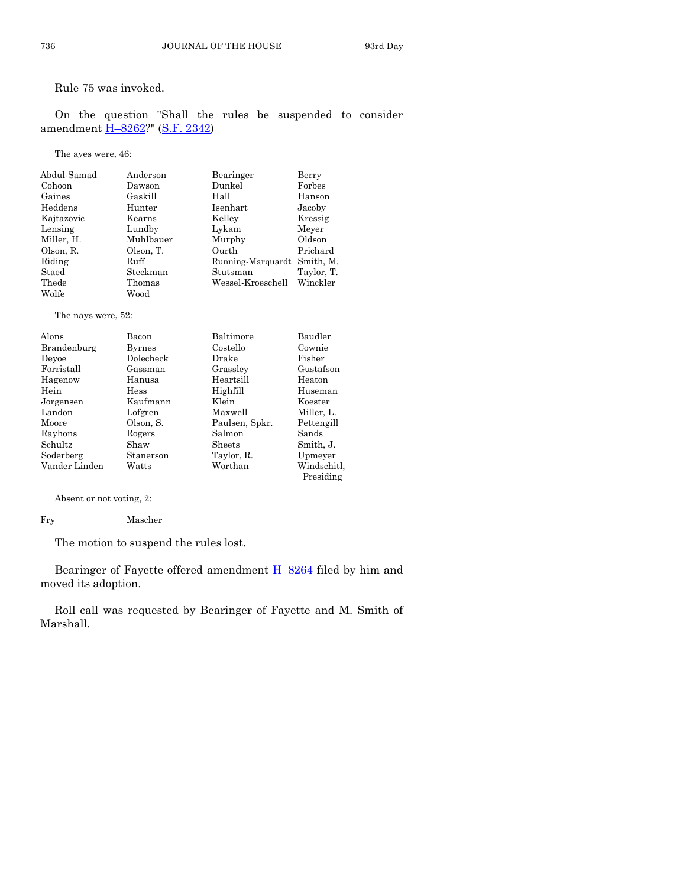Rule 75 was invoked.

On the question "Shall the rules be suspended to consider amendment H–8262?" (S.F. 2342)

The ayes were, 46:

| | | | |
|---|---|---|---|
| Abdul-Samad | Anderson | Bearinger | Berry |
| Cohoon | Dawson | Dunkel | Forbes |
| Gaines | Gaskill | Hall | Hanson |
| Heddens | Hunter | Isenhart | Jacoby |
| Kajtazovic | Kearns | Kelley | Kressig |
| Lensing | Lundby | Lykam | Meyer |
| Miller, H. | Muhlbauer | Murphy | Oldson |
| Olson, R. | Olson, T. | Ourth | Prichard |
| Riding | Ruff | Running-Marquardt | Smith, M. |
| Staed | Steckman | Stutsman | Taylor, T. |
| Thede | Thomas | Wessel-Kroeschell | Winckler |
| Wolfe | Wood | | |

The nays were, 52:

| | | | |
|---|---|---|---|
| Alons | Bacon | Baltimore | Baudler |
| Brandenburg | Byrnes | Costello | Cownie |
| Deyoe | Dolecheck | Drake | Fisher |
| Forristall | Gassman | Grassley | Gustafson |
| Hagenow | Hanusa | Heartsill | Heaton |
| Hein | Hess | Highfill | Huseman |
| Jorgensen | Kaufmann | Klein | Koester |
| Landon | Lofgren | Maxwell | Miller, L. |
| Moore | Olson, S. | Paulsen, Spkr. | Pettengill |
| Rayhons | Rogers | Salmon | Sands |
| Schultz | Shaw | Sheets | Smith, J. |
| Soderberg | Stanerson | Taylor, R. | Upmeyer |
| Vander Linden | Watts | Worthan | Windschitl, Presiding |

Absent or not voting, 2:

| | |
|---|---|
| Fry | Mascher |

The motion to suspend the rules lost.

Bearinger of Fayette offered amendment H–8264 filed by him and moved its adoption.

Roll call was requested by Bearinger of Fayette and M. Smith of Marshall.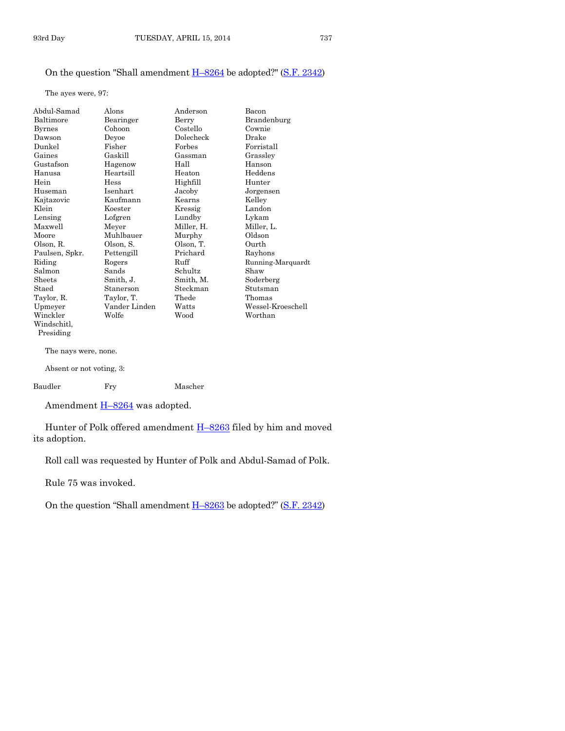On the question "Shall amendment H–8264 be adopted?" (S.F. 2342)

The ayes were, 97:

| | | | |
|---|---|---|---|
| Abdul-Samad | Alons | Anderson | Bacon |
| Baltimore | Bearinger | Berry | Brandenburg |
| Byrnes | Cohoon | Costello | Cownie |
| Dawson | Deyoe | Dolecheck | Drake |
| Dunkel | Fisher | Forbes | Forristall |
| Gaines | Gaskill | Gassman | Grassley |
| Gustafson | Hagenow | Hall | Hanson |
| Hanusa | Heartsill | Heaton | Heddens |
| Hein | Hess | Highfill | Hunter |
| Huseman | Isenhart | Jacoby | Jorgensen |
| Kajtazovic | Kaufmann | Kearns | Kelley |
| Klein | Koester | Kressig | Landon |
| Lensing | Lofgren | Lundby | Lykam |
| Maxwell | Meyer | Miller, H. | Miller, L. |
| Moore | Muhlbauer | Murphy | Oldson |
| Olson, R. | Olson, S. | Olson, T. | Ourth |
| Paulsen, Spkr. | Pettengill | Prichard | Rayhons |
| Riding | Rogers | Ruff | Running-Marquardt |
| Salmon | Sands | Schultz | Shaw |
| Sheets | Smith, J. | Smith, M. | Soderberg |
| Staed | Stanerson | Steckman | Stutsman |
| Taylor, R. | Taylor, T. | Thede | Thomas |
| Upmeyer | Vander Linden | Watts | Wessel-Kroeschell |
| Winckler | Wolfe | Wood | Worthan |
| Windschitl, Presiding | | | |

The nays were, none.

Absent or not voting, 3:

| | | |
|---|---|---|
| Baudler | Fry | Mascher |

Amendment H–8264 was adopted.

Hunter of Polk offered amendment H–8263 filed by him and moved its adoption.

Roll call was requested by Hunter of Polk and Abdul-Samad of Polk.

Rule 75 was invoked.

On the question "Shall amendment H–8263 be adopted?" (S.F. 2342)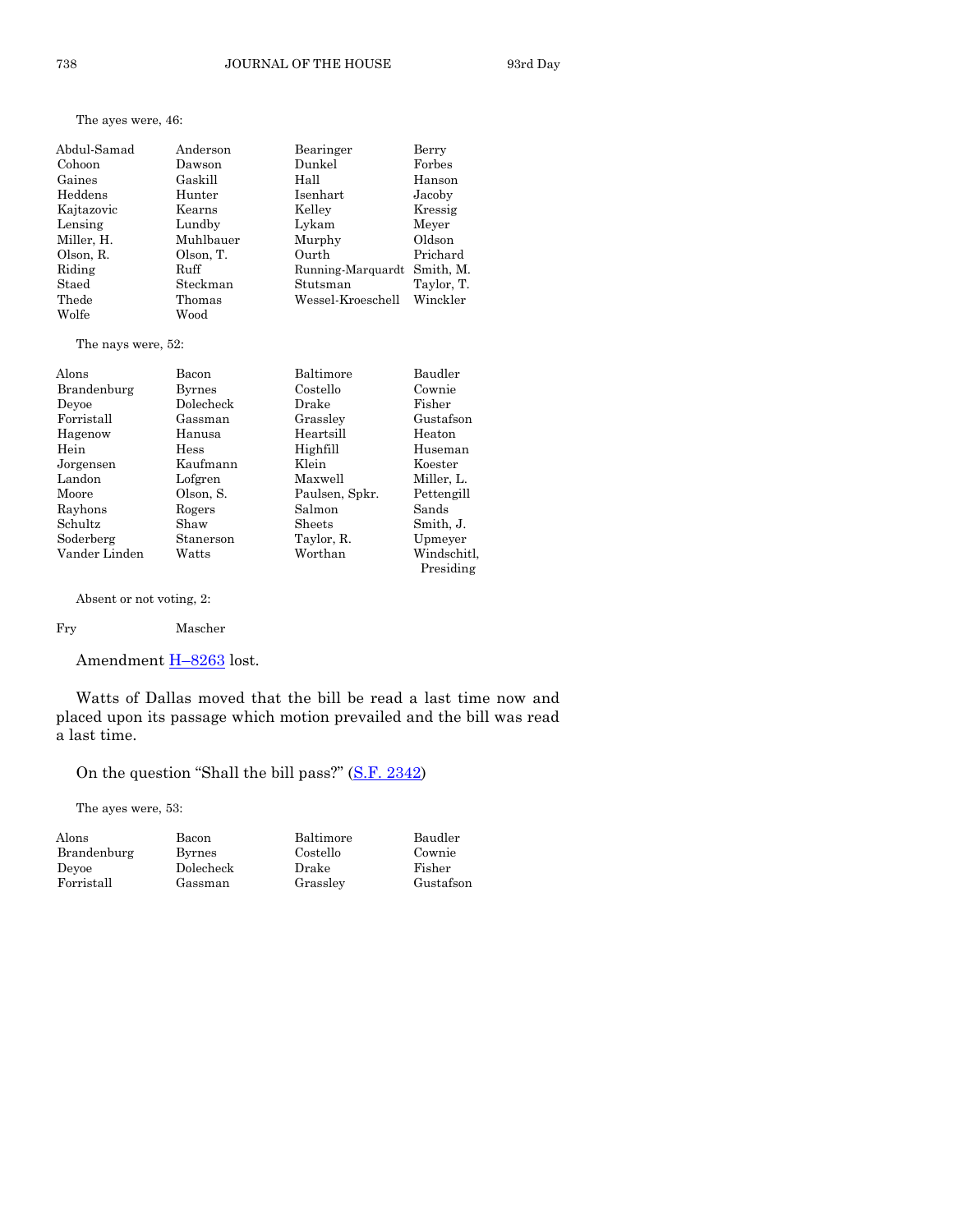The ayes were, 46:

| | | | |
|---|---|---|---|
| Abdul-Samad | Anderson | Bearinger | Berry |
| Cohoon | Dawson | Dunkel | Forbes |
| Gaines | Gaskill | Hall | Hanson |
| Heddens | Hunter | Isenhart | Jacoby |
| Kajtazovic | Kearns | Kelley | Kressig |
| Lensing | Lundby | Lykam | Meyer |
| Miller, H. | Muhlbauer | Murphy | Oldson |
| Olson, R. | Olson, T. | Ourth | Prichard |
| Riding | Ruff | Running-Marquardt | Smith, M. |
| Staed | Steckman | Stutsman | Taylor, T. |
| Thede | Thomas | Wessel-Kroeschell | Winckler |
| Wolfe | Wood | | |

The nays were, 52:

| | | | |
|---|---|---|---|
| Alons | Bacon | Baltimore | Baudler |
| Brandenburg | Byrnes | Costello | Cownie |
| Deyoe | Dolecheck | Drake | Fisher |
| Forristall | Gassman | Grassley | Gustafson |
| Hagenow | Hanusa | Heartsill | Heaton |
| Hein | Hess | Highfill | Huseman |
| Jorgensen | Kaufmann | Klein | Koester |
| Landon | Lofgren | Maxwell | Miller, L. |
| Moore | Olson, S. | Paulsen, Spkr. | Pettengill |
| Rayhons | Rogers | Salmon | Sands |
| Schultz | Shaw | Sheets | Smith, J. |
| Soderberg | Stanerson | Taylor, R. | Upmeyer |
| Vander Linden | Watts | Worthan | Windschitl, Presiding |

Absent or not voting, 2:

| | |
|---|---|
| Fry | Mascher |

Amendment H–8263 lost.

Watts of Dallas moved that the bill be read a last time now and placed upon its passage which motion prevailed and the bill was read a last time.

On the question "Shall the bill pass?" (S.F. 2342)

The ayes were, 53:

| | | | |
|---|---|---|---|
| Alons | Bacon | Baltimore | Baudler |
| Brandenburg | Byrnes | Costello | Cownie |
| Deyoe | Dolecheck | Drake | Fisher |
| Forristall | Gassman | Grassley | Gustafson |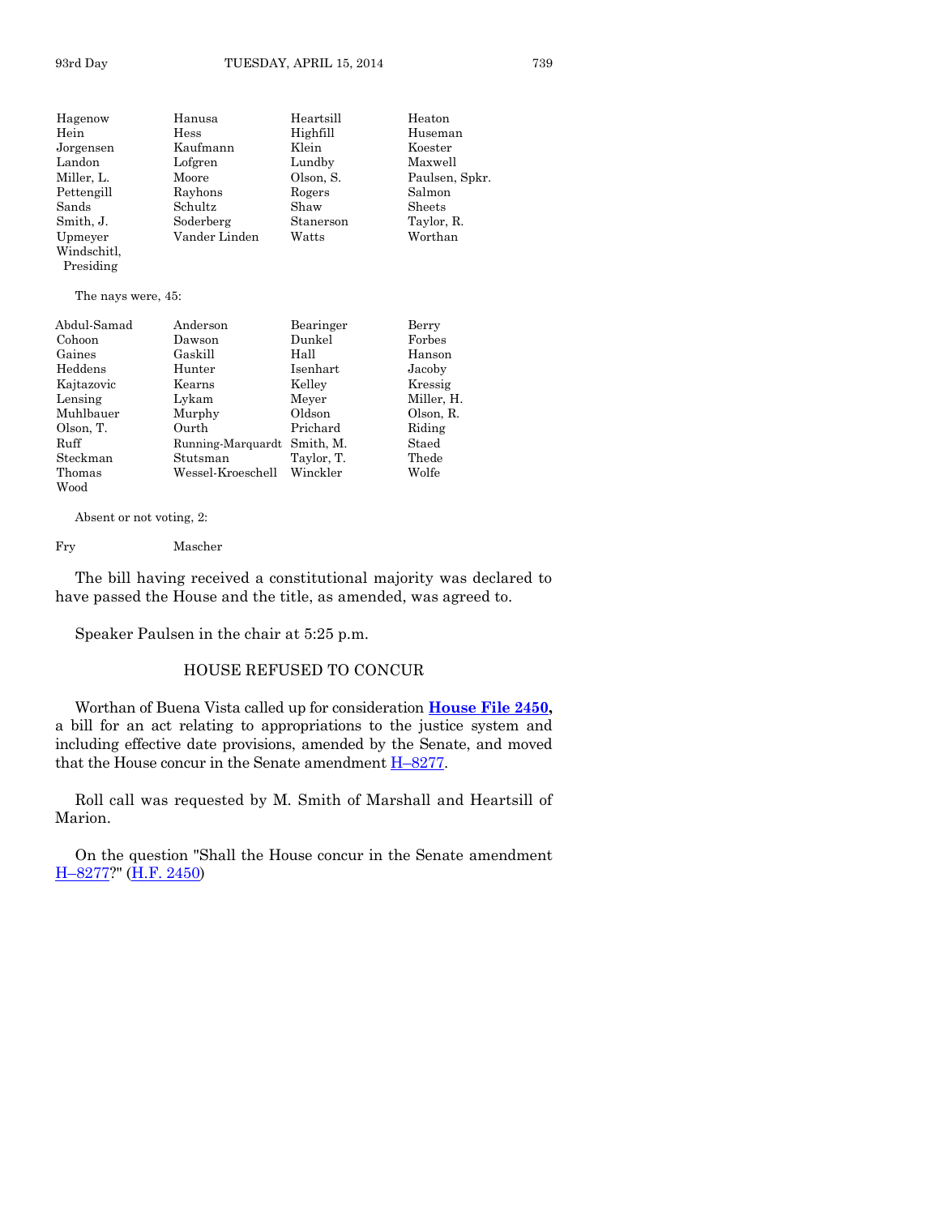| | | | |
|---|---|---|---|
| Hagenow | Hanusa | Heartsill | Heaton |
| Hein | Hess | Highfill | Huseman |
| Jorgensen | Kaufmann | Klein | Koester |
| Landon | Lofgren | Lundby | Maxwell |
| Miller, L. | Moore | Olson, S. | Paulsen, Spkr. |
| Pettengill | Rayhons | Rogers | Salmon |
| Sands | Schultz | Shaw | Sheets |
| Smith, J. | Soderberg | Stanerson | Taylor, R. |
| Upmeyer | Vander Linden | Watts | Worthan |
| Windschitl, Presiding | | | |

The nays were, 45:

| | | | |
|---|---|---|---|
| Abdul-Samad | Anderson | Bearinger | Berry |
| Cohoon | Dawson | Dunkel | Forbes |
| Gaines | Gaskill | Hall | Hanson |
| Heddens | Hunter | Isenhart | Jacoby |
| Kajtazovic | Kearns | Kelley | Kressig |
| Lensing | Lykam | Meyer | Miller, H. |
| Muhlbauer | Murphy | Oldson | Olson, R. |
| Olson, T. | Ourth | Prichard | Riding |
| Ruff | Running-Marquardt | Smith, M. | Staed |
| Steckman | Stutsman | Taylor, T. | Thede |
| Thomas | Wessel-Kroeschell | Winckler | Wolfe |
| Wood | | | |

Absent or not voting, 2:

| | |
|---|---|
| Fry | Mascher |

The bill having received a constitutional majority was declared to have passed the House and the title, as amended, was agreed to.

Speaker Paulsen in the chair at 5:25 p.m.

## HOUSE REFUSED TO CONCUR

Worthan of Buena Vista called up for consideration **House File 2450,** a bill for an act relating to appropriations to the justice system and including effective date provisions, amended by the Senate, and moved that the House concur in the Senate amendment H–8277.

Roll call was requested by M. Smith of Marshall and Heartsill of Marion.

On the question "Shall the House concur in the Senate amendment H–8277?" (H.F. 2450)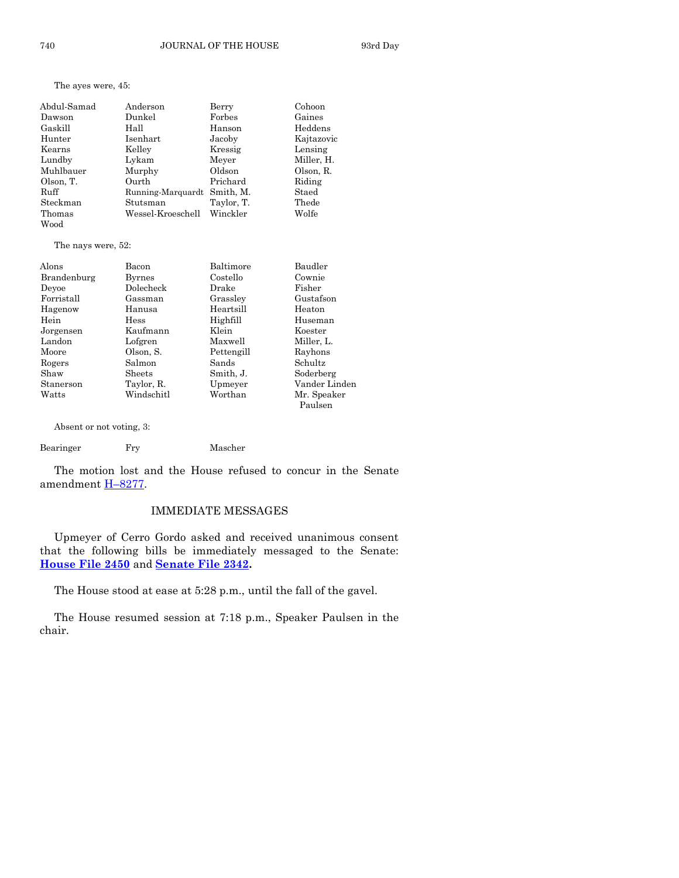The ayes were, 45:

| | | | |
|---|---|---|---|
| Abdul-Samad | Anderson | Berry | Cohoon |
| Dawson | Dunkel | Forbes | Gaines |
| Gaskill | Hall | Hanson | Heddens |
| Hunter | Isenhart | Jacoby | Kajtazovic |
| Kearns | Kelley | Kressig | Lensing |
| Lundby | Lykam | Meyer | Miller, H. |
| Muhlbauer | Murphy | Oldson | Olson, R. |
| Olson, T. | Ourth | Prichard | Riding |
| Ruff | Running-Marquardt | Smith, M. | Staed |
| Steckman | Stutsman | Taylor, T. | Thede |
| Thomas | Wessel-Kroeschell | Winckler | Wolfe |
| Wood | | | |

The nays were, 52:

| | | | |
|---|---|---|---|
| Alons | Bacon | Baltimore | Baudler |
| Brandenburg | Byrnes | Costello | Cownie |
| Deyoe | Dolecheck | Drake | Fisher |
| Forristall | Gassman | Grassley | Gustafson |
| Hagenow | Hanusa | Heartsill | Heaton |
| Hein | Hess | Highfill | Huseman |
| Jorgensen | Kaufmann | Klein | Koester |
| Landon | Lofgren | Maxwell | Miller, L. |
| Moore | Olson, S. | Pettengill | Rayhons |
| Rogers | Salmon | Sands | Schultz |
| Shaw | Sheets | Smith, J. | Soderberg |
| Stanerson | Taylor, R. | Upmeyer | Vander Linden |
| Watts | Windschitl | Worthan | Mr. Speaker Paulsen |

Absent or not voting, 3:

| | | |
|---|---|---|
| Bearinger | Fry | Mascher |

The motion lost and the House refused to concur in the Senate amendment H–8277.

## IMMEDIATE MESSAGES

Upmeyer of Cerro Gordo asked and received unanimous consent that the following bills be immediately messaged to the Senate: **House File 2450** and **Senate File 2342.**

The House stood at ease at 5:28 p.m., until the fall of the gavel.

The House resumed session at 7:18 p.m., Speaker Paulsen in the chair.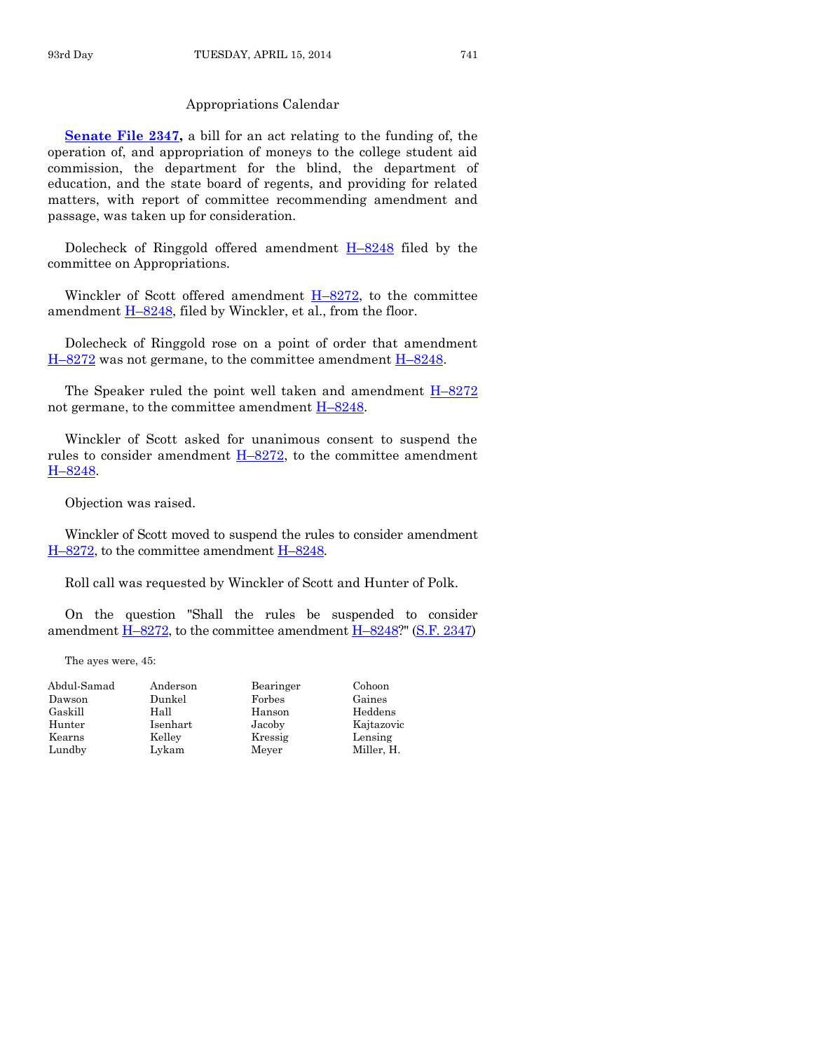Appropriations Calendar

**Senate File 2347,** a bill for an act relating to the funding of, the operation of, and appropriation of moneys to the college student aid commission, the department for the blind, the department of education, and the state board of regents, and providing for related matters, with report of committee recommending amendment and passage, was taken up for consideration.

Dolecheck of Ringgold offered amendment H–8248 filed by the committee on Appropriations.

Winckler of Scott offered amendment H–8272, to the committee amendment H–8248, filed by Winckler, et al., from the floor.

Dolecheck of Ringgold rose on a point of order that amendment H–8272 was not germane, to the committee amendment H–8248.

The Speaker ruled the point well taken and amendment H–8272 not germane, to the committee amendment H–8248.

Winckler of Scott asked for unanimous consent to suspend the rules to consider amendment H–8272, to the committee amendment H–8248.

Objection was raised.

Winckler of Scott moved to suspend the rules to consider amendment H–8272, to the committee amendment H–8248.

Roll call was requested by Winckler of Scott and Hunter of Polk.

On the question "Shall the rules be suspended to consider amendment H–8272, to the committee amendment H–8248?" (S.F. 2347)

The ayes were, 45:

| | | | |
|---|---|---|---|
| Abdul-Samad | Anderson | Bearinger | Cohoon |
| Dawson | Dunkel | Forbes | Gaines |
| Gaskill | Hall | Hanson | Heddens |
| Hunter | Isenhart | Jacoby | Kajtazovic |
| Kearns | Kelley | Kressig | Lensing |
| Lundby | Lykam | Meyer | Miller, H. |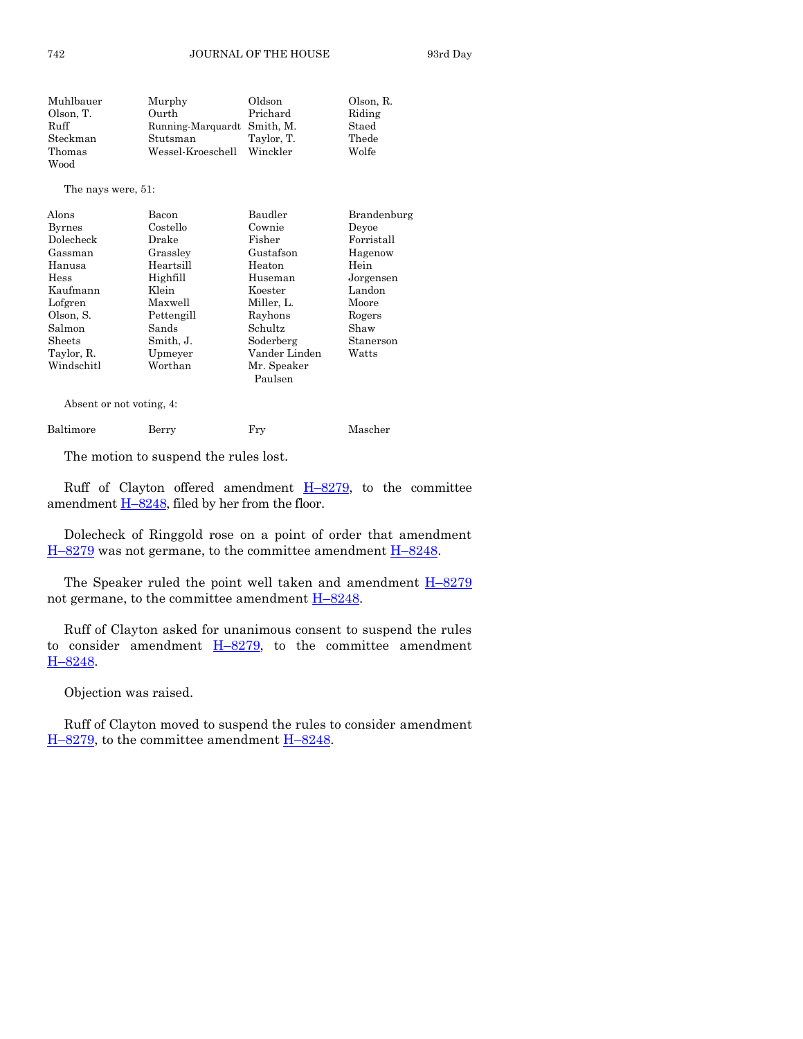| | | | |
|---|---|---|---|
| Muhlbauer | Murphy | Oldson | Olson, R. |
| Olson, T. | Ourth | Prichard | Riding |
| Ruff | Running-Marquardt | Smith, M. | Staed |
| Steckman | Stutsman | Taylor, T. | Thede |
| Thomas | Wessel-Kroeschell | Winckler | Wolfe |
| Wood | | | |

The nays were, 51:

| | | | |
|---|---|---|---|
| Alons | Bacon | Baudler | Brandenburg |
| Byrnes | Costello | Cownie | Deyoe |
| Dolecheck | Drake | Fisher | Forristall |
| Gassman | Grassley | Gustafson | Hagenow |
| Hanusa | Heartsill | Heaton | Hein |
| Hess | Highfill | Huseman | Jorgensen |
| Kaufmann | Klein | Koester | Landon |
| Lofgren | Maxwell | Miller, L. | Moore |
| Olson, S. | Pettengill | Rayhons | Rogers |
| Salmon | Sands | Schultz | Shaw |
| Sheets | Smith, J. | Soderberg | Stanerson |
| Taylor, R. | Upmeyer | Vander Linden | Watts |
| Windschitl | Worthan | Mr. Speaker Paulsen | |

Absent or not voting, 4:

| | | | |
|---|---|---|---|
| Baltimore | Berry | Fry | Mascher |

The motion to suspend the rules lost.

Ruff of Clayton offered amendment H–8279, to the committee amendment H–8248, filed by her from the floor.

Dolecheck of Ringgold rose on a point of order that amendment H–8279 was not germane, to the committee amendment H–8248.

The Speaker ruled the point well taken and amendment H–8279 not germane, to the committee amendment H–8248.

Ruff of Clayton asked for unanimous consent to suspend the rules to consider amendment H–8279, to the committee amendment H–8248.

Objection was raised.

Ruff of Clayton moved to suspend the rules to consider amendment H–8279, to the committee amendment H–8248.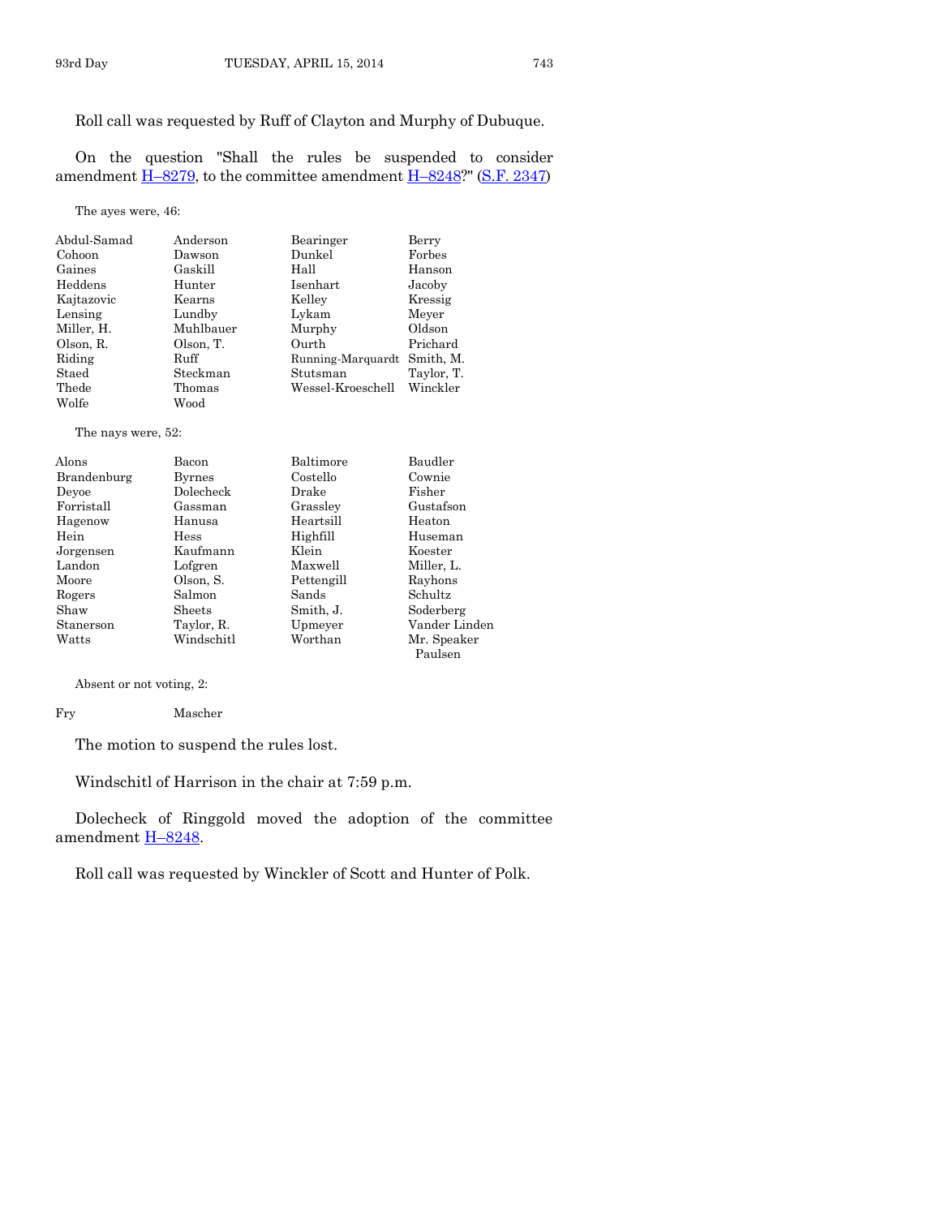Roll call was requested by Ruff of Clayton and Murphy of Dubuque.

On the question "Shall the rules be suspended to consider amendment H–8279, to the committee amendment H–8248?" (S.F. 2347)

The ayes were, 46:

| | | | |
|---|---|---|---|
| Abdul-Samad | Anderson | Bearinger | Berry |
| Cohoon | Dawson | Dunkel | Forbes |
| Gaines | Gaskill | Hall | Hanson |
| Heddens | Hunter | Isenhart | Jacoby |
| Kajtazovic | Kearns | Kelley | Kressig |
| Lensing | Lundby | Lykam | Meyer |
| Miller, H. | Muhlbauer | Murphy | Oldson |
| Olson, R. | Olson, T. | Ourth | Prichard |
| Riding | Ruff | Running-Marquardt | Smith, M. |
| Staed | Steckman | Stutsman | Taylor, T. |
| Thede | Thomas | Wessel-Kroeschell | Winckler |
| Wolfe | Wood | | |

The nays were, 52:

| | | | |
|---|---|---|---|
| Alons | Bacon | Baltimore | Baudler |
| Brandenburg | Byrnes | Costello | Cownie |
| Deyoe | Dolecheck | Drake | Fisher |
| Forristall | Gassman | Grassley | Gustafson |
| Hagenow | Hanusa | Heartsill | Heaton |
| Hein | Hess | Highfill | Huseman |
| Jorgensen | Kaufmann | Klein | Koester |
| Landon | Lofgren | Maxwell | Miller, L. |
| Moore | Olson, S. | Pettengill | Rayhons |
| Rogers | Salmon | Sands | Schultz |
| Shaw | Sheets | Smith, J. | Soderberg |
| Stanerson | Taylor, R. | Upmeyer | Vander Linden |
| Watts | Windschitl | Worthan | Mr. Speaker Paulsen |

Absent or not voting, 2:

| | |
|---|---|
| Fry | Mascher |

The motion to suspend the rules lost.

Windschitl of Harrison in the chair at 7:59 p.m.

Dolecheck of Ringgold moved the adoption of the committee amendment H–8248.

Roll call was requested by Winckler of Scott and Hunter of Polk.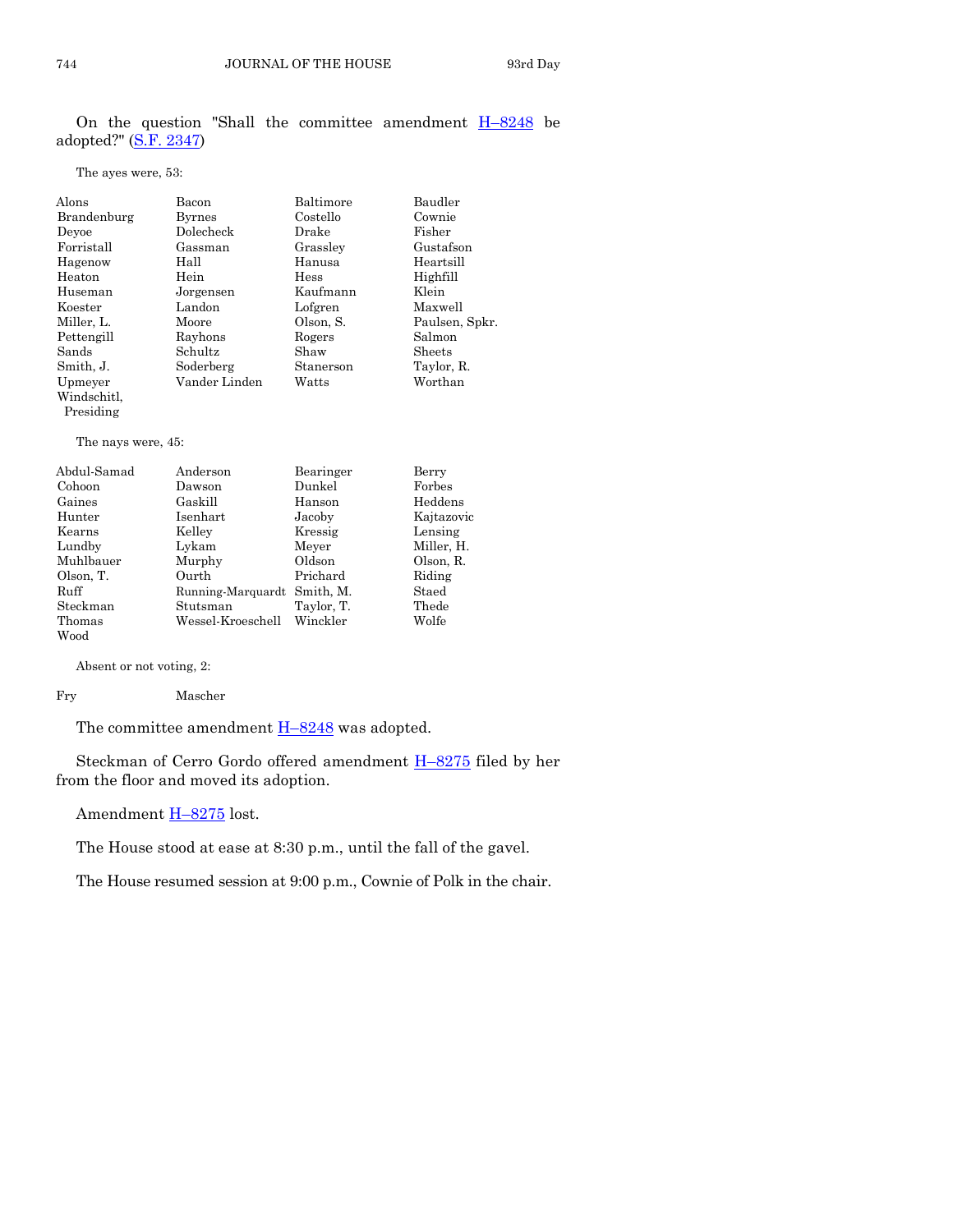On the question "Shall the committee amendment H–8248 be adopted?" (S.F. 2347)

The ayes were, 53:

| | | | |
|---|---|---|---|
| Alons | Bacon | Baltimore | Baudler |
| Brandenburg | Byrnes | Costello | Cownie |
| Deyoe | Dolecheck | Drake | Fisher |
| Forristall | Gassman | Grassley | Gustafson |
| Hagenow | Hall | Hanusa | Heartsill |
| Heaton | Hein | Hess | Highfill |
| Huseman | Jorgensen | Kaufmann | Klein |
| Koester | Landon | Lofgren | Maxwell |
| Miller, L. | Moore | Olson, S. | Paulsen, Spkr. |
| Pettengill | Rayhons | Rogers | Salmon |
| Sands | Schultz | Shaw | Sheets |
| Smith, J. | Soderberg | Stanerson | Taylor, R. |
| Upmeyer | Vander Linden | Watts | Worthan |
| Windschitl, Presiding | | | |

The nays were, 45:

| | | | |
|---|---|---|---|
| Abdul-Samad | Anderson | Bearinger | Berry |
| Cohoon | Dawson | Dunkel | Forbes |
| Gaines | Gaskill | Hanson | Heddens |
| Hunter | Isenhart | Jacoby | Kajtazovic |
| Kearns | Kelley | Kressig | Lensing |
| Lundby | Lykam | Meyer | Miller, H. |
| Muhlbauer | Murphy | Oldson | Olson, R. |
| Olson, T. | Ourth | Prichard | Riding |
| Ruff | Running-Marquardt | Smith, M. | Staed |
| Steckman | Stutsman | Taylor, T. | Thede |
| Thomas | Wessel-Kroeschell | Winckler | Wolfe |
| Wood | | | |

Absent or not voting, 2:

| | |
|---|---|
| Fry | Mascher |

The committee amendment H–8248 was adopted.

Steckman of Cerro Gordo offered amendment H–8275 filed by her from the floor and moved its adoption.

Amendment H–8275 lost.

The House stood at ease at 8:30 p.m., until the fall of the gavel.

The House resumed session at 9:00 p.m., Cownie of Polk in the chair.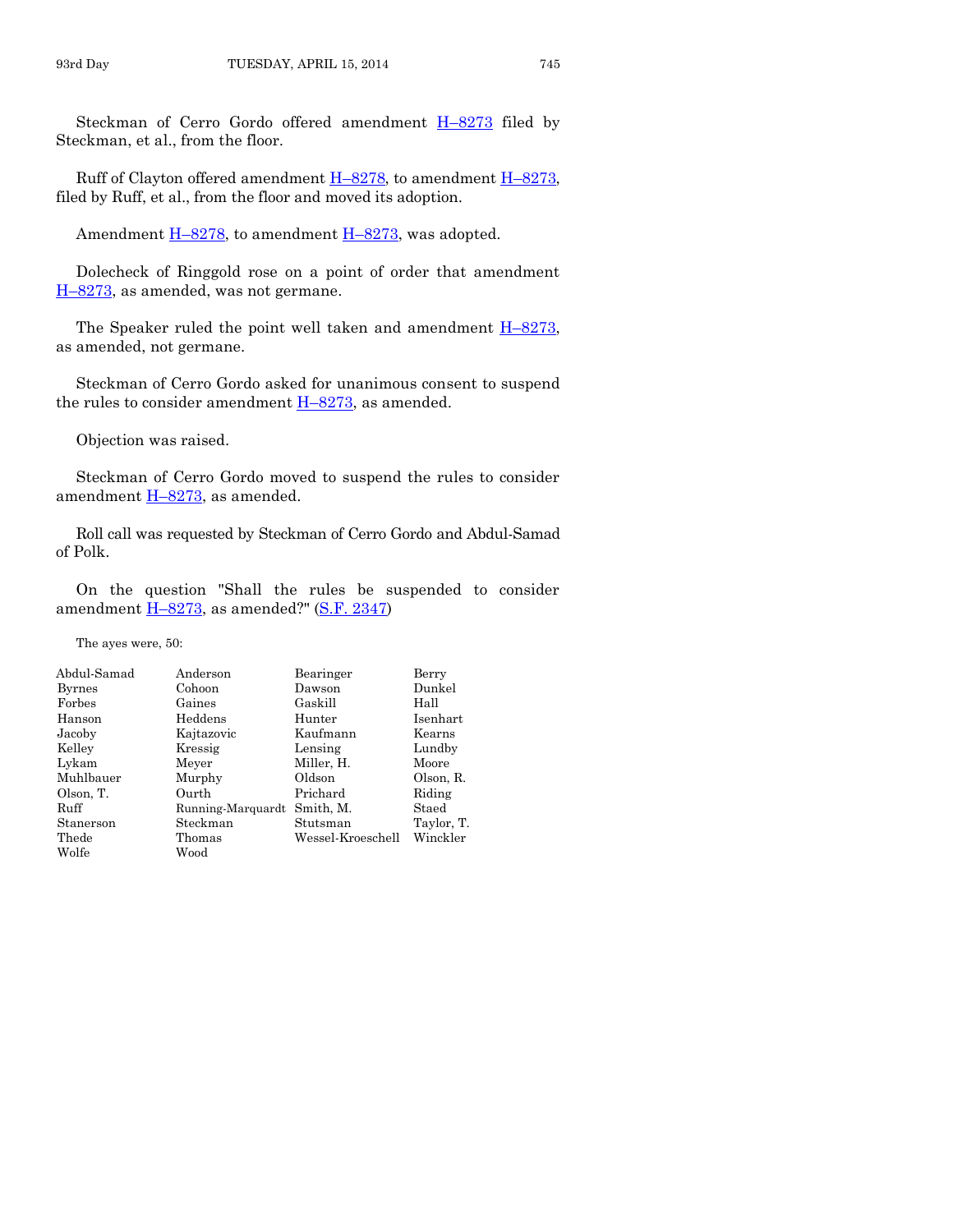Steckman of Cerro Gordo offered amendment H–8273 filed by Steckman, et al., from the floor.

Ruff of Clayton offered amendment H–8278, to amendment H–8273, filed by Ruff, et al., from the floor and moved its adoption.

Amendment H–8278, to amendment H–8273, was adopted.

Dolecheck of Ringgold rose on a point of order that amendment H–8273, as amended, was not germane.

The Speaker ruled the point well taken and amendment H–8273, as amended, not germane.

Steckman of Cerro Gordo asked for unanimous consent to suspend the rules to consider amendment H–8273, as amended.

Objection was raised.

Steckman of Cerro Gordo moved to suspend the rules to consider amendment H–8273, as amended.

Roll call was requested by Steckman of Cerro Gordo and Abdul-Samad of Polk.

On the question "Shall the rules be suspended to consider amendment H–8273, as amended?" (S.F. 2347)

The ayes were, 50:

| | | | |
|---|---|---|---|
| Abdul-Samad | Anderson | Bearinger | Berry |
| Byrnes | Cohoon | Dawson | Dunkel |
| Forbes | Gaines | Gaskill | Hall |
| Hanson | Heddens | Hunter | Isenhart |
| Jacoby | Kajtazovic | Kaufmann | Kearns |
| Kelley | Kressig | Lensing | Lundby |
| Lykam | Meyer | Miller, H. | Moore |
| Muhlbauer | Murphy | Oldson | Olson, R. |
| Olson, T. | Ourth | Prichard | Riding |
| Ruff | Running-Marquardt | Smith, M. | Staed |
| Stanerson | Steckman | Stutsman | Taylor, T. |
| Thede | Thomas | Wessel-Kroeschell | Winckler |
| Wolfe | Wood | | |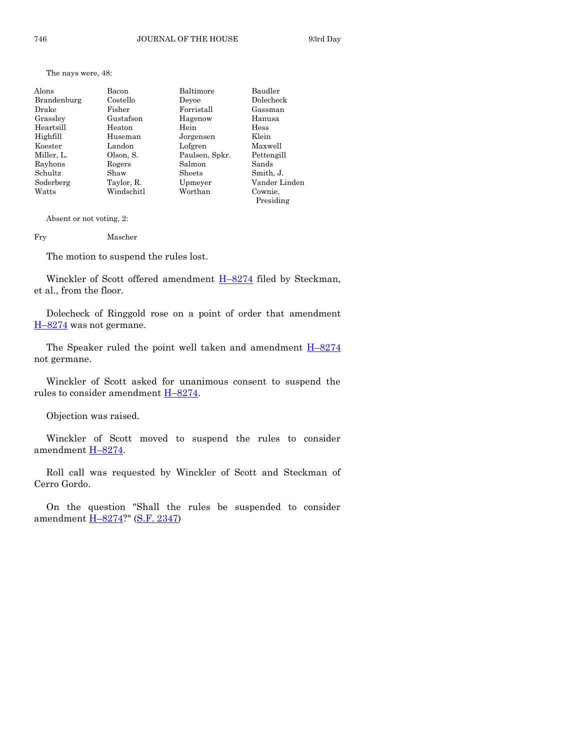The nays were, 48:

| | | | |
|---|---|---|---|
| Alons | Bacon | Baltimore | Baudler |
| Brandenburg | Costello | Deyoe | Dolecheck |
| Drake | Fisher | Forristall | Gassman |
| Grassley | Gustafson | Hagenow | Hanusa |
| Heartsill | Heaton | Hein | Hess |
| Highfill | Huseman | Jorgensen | Klein |
| Koester | Landon | Lofgren | Maxwell |
| Miller, L. | Olson, S. | Paulsen, Spkr. | Pettengill |
| Rayhons | Rogers | Salmon | Sands |
| Schultz | Shaw | Sheets | Smith, J. |
| Soderberg | Taylor, R. | Upmeyer | Vander Linden |
| Watts | Windschitl | Worthan | Cownie, Presiding |

Absent or not voting, 2:

| | |
|---|---|
| Fry | Mascher |

The motion to suspend the rules lost.

Winckler of Scott offered amendment H–8274 filed by Steckman, et al., from the floor.

Dolecheck of Ringgold rose on a point of order that amendment H–8274 was not germane.

The Speaker ruled the point well taken and amendment H–8274 not germane.

Winckler of Scott asked for unanimous consent to suspend the rules to consider amendment H–8274.

Objection was raised.

Winckler of Scott moved to suspend the rules to consider amendment H–8274.

Roll call was requested by Winckler of Scott and Steckman of Cerro Gordo.

On the question "Shall the rules be suspended to consider amendment H–8274?" (S.F. 2347)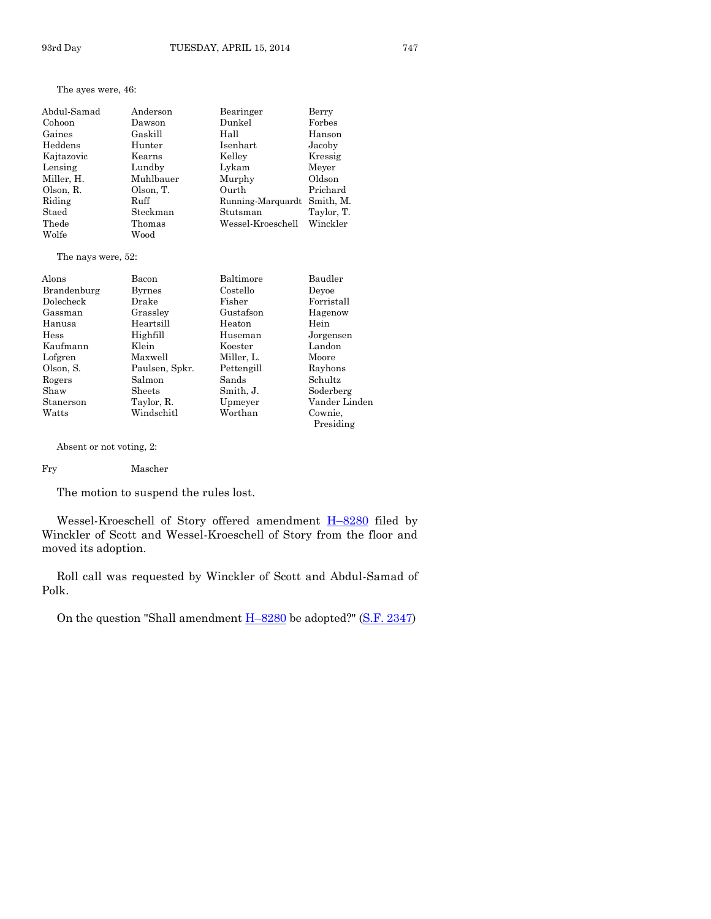The ayes were, 46:

| | | | |
|---|---|---|---|
| Abdul-Samad | Anderson | Bearinger | Berry |
| Cohoon | Dawson | Dunkel | Forbes |
| Gaines | Gaskill | Hall | Hanson |
| Heddens | Hunter | Isenhart | Jacoby |
| Kajtazovic | Kearns | Kelley | Kressig |
| Lensing | Lundby | Lykam | Meyer |
| Miller, H. | Muhlbauer | Murphy | Oldson |
| Olson, R. | Olson, T. | Ourth | Prichard |
| Riding | Ruff | Running-Marquardt | Smith, M. |
| Staed | Steckman | Stutsman | Taylor, T. |
| Thede | Thomas | Wessel-Kroeschell | Winckler |
| Wolfe | Wood | | |

The nays were, 52:

| | | | |
|---|---|---|---|
| Alons | Bacon | Baltimore | Baudler |
| Brandenburg | Byrnes | Costello | Deyoe |
| Dolecheck | Drake | Fisher | Forristall |
| Gassman | Grassley | Gustafson | Hagenow |
| Hanusa | Heartsill | Heaton | Hein |
| Hess | Highfill | Huseman | Jorgensen |
| Kaufmann | Klein | Koester | Landon |
| Lofgren | Maxwell | Miller, L. | Moore |
| Olson, S. | Paulsen, Spkr. | Pettengill | Rayhons |
| Rogers | Salmon | Sands | Schultz |
| Shaw | Sheets | Smith, J. | Soderberg |
| Stanerson | Taylor, R. | Upmeyer | Vander Linden |
| Watts | Windschitl | Worthan | Cownie, Presiding |

Absent or not voting, 2:

| | |
|---|---|
| Fry | Mascher |

The motion to suspend the rules lost.

Wessel-Kroeschell of Story offered amendment H–8280 filed by Winckler of Scott and Wessel-Kroeschell of Story from the floor and moved its adoption.

Roll call was requested by Winckler of Scott and Abdul-Samad of Polk.

On the question "Shall amendment H–8280 be adopted?" (S.F. 2347)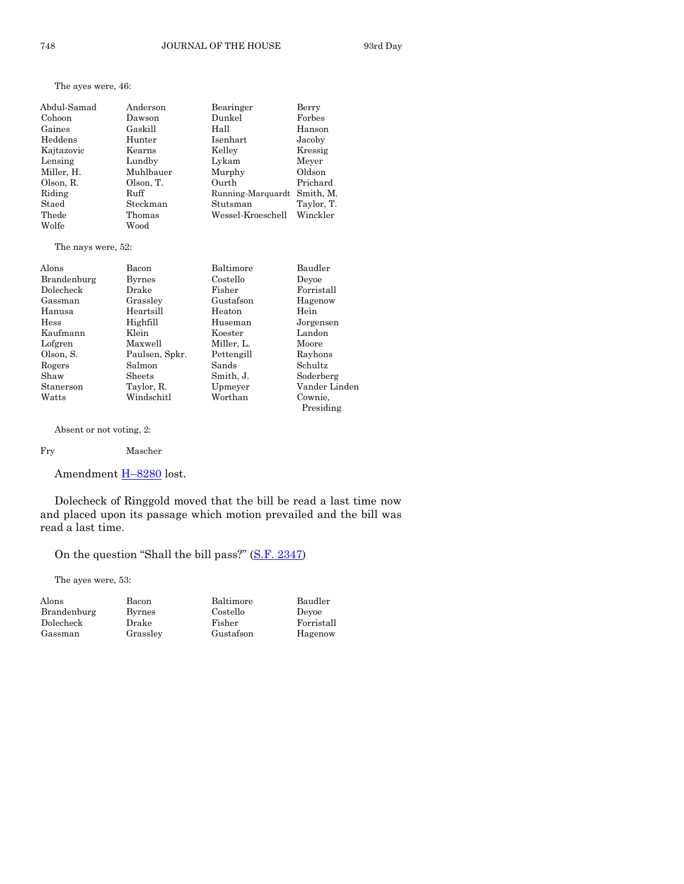The ayes were, 46:

| | | | |
|---|---|---|---|
| Abdul-Samad | Anderson | Bearinger | Berry |
| Cohoon | Dawson | Dunkel | Forbes |
| Gaines | Gaskill | Hall | Hanson |
| Heddens | Hunter | Isenhart | Jacoby |
| Kajtazovic | Kearns | Kelley | Kressig |
| Lensing | Lundby | Lykam | Meyer |
| Miller, H. | Muhlbauer | Murphy | Oldson |
| Olson, R. | Olson, T. | Ourth | Prichard |
| Riding | Ruff | Running-Marquardt | Smith, M. |
| Staed | Steckman | Stutsman | Taylor, T. |
| Thede | Thomas | Wessel-Kroeschell | Winckler |
| Wolfe | Wood | | |

The nays were, 52:

| | | | |
|---|---|---|---|
| Alons | Bacon | Baltimore | Baudler |
| Brandenburg | Byrnes | Costello | Deyoe |
| Dolecheck | Drake | Fisher | Forristall |
| Gassman | Grassley | Gustafson | Hagenow |
| Hanusa | Heartsill | Heaton | Hein |
| Hess | Highfill | Huseman | Jorgensen |
| Kaufmann | Klein | Koester | Landon |
| Lofgren | Maxwell | Miller, L. | Moore |
| Olson, S. | Paulsen, Spkr. | Pettengill | Rayhons |
| Rogers | Salmon | Sands | Schultz |
| Shaw | Sheets | Smith, J. | Soderberg |
| Stanerson | Taylor, R. | Upmeyer | Vander Linden |
| Watts | Windschitl | Worthan | Cownie, Presiding |

Absent or not voting, 2:

| | |
|---|---|
| Fry | Mascher |

Amendment H–8280 lost.

Dolecheck of Ringgold moved that the bill be read a last time now and placed upon its passage which motion prevailed and the bill was read a last time.

On the question "Shall the bill pass?" (S.F. 2347)

The ayes were, 53:

| | | | |
|---|---|---|---|
| Alons | Bacon | Baltimore | Baudler |
| Brandenburg | Byrnes | Costello | Deyoe |
| Dolecheck | Drake | Fisher | Forristall |
| Gassman | Grassley | Gustafson | Hagenow |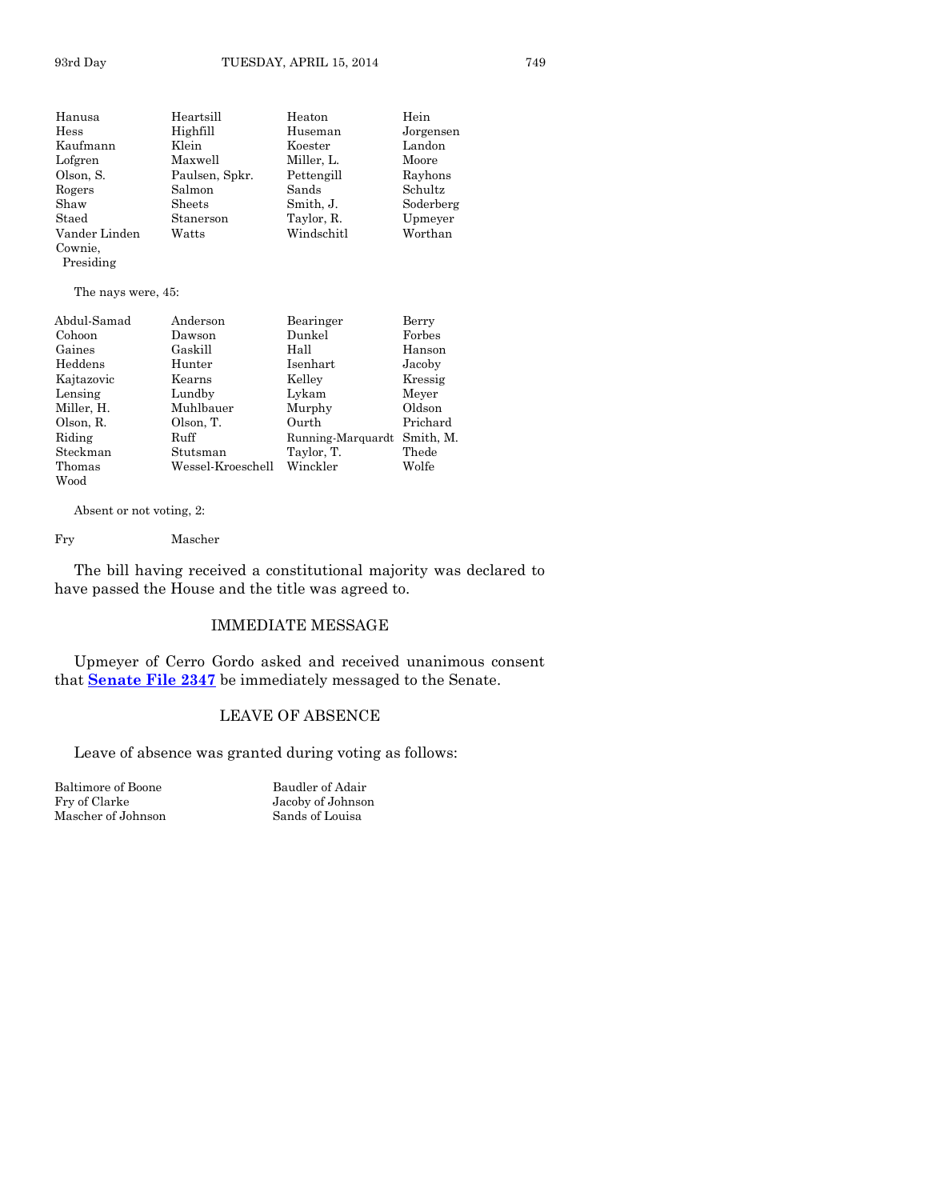| | | | |
|---|---|---|---|
| Hanusa | Heartsill | Heaton | Hein |
| Hess | Highfill | Huseman | Jorgensen |
| Kaufmann | Klein | Koester | Landon |
| Lofgren | Maxwell | Miller, L. | Moore |
| Olson, S. | Paulsen, Spkr. | Pettengill | Rayhons |
| Rogers | Salmon | Sands | Schultz |
| Shaw | Sheets | Smith, J. | Soderberg |
| Staed | Stanerson | Taylor, R. | Upmeyer |
| Vander Linden | Watts | Windschitl | Worthan |
| Cowie, Presiding | | | |

The nays were, 45:

| | | | |
|---|---|---|---|
| Abdul-Samad | Anderson | Bearinger | Berry |
| Cohoon | Dawson | Dunkel | Forbes |
| Gaines | Gaskill | Hall | Hanson |
| Heddens | Hunter | Isenhart | Jacoby |
| Kajtazovic | Kearns | Kelley | Kressig |
| Lensing | Lundby | Lykam | Meyer |
| Miller, H. | Muhlbauer | Murphy | Oldson |
| Olson, R. | Olson, T. | Ourth | Prichard |
| Riding | Ruff | Running-Marquardt | Smith, M. |
| Steckman | Stutsman | Taylor, T. | Thede |
| Thomas | Wessel-Kroeschell | Winckler | Wolfe |
| Wood | | | |

Absent or not voting, 2:

| | |
|---|---|
| Fry | Mascher |

The bill having received a constitutional majority was declared to have passed the House and the title was agreed to.

## IMMEDIATE MESSAGE

Upmeyer of Cerro Gordo asked and received unanimous consent that **Senate File 2347** be immediately messaged to the Senate.

## LEAVE OF ABSENCE

Leave of absence was granted during voting as follows:

| | |
|---|---|
| Baltimore of Boone | Baudler of Adair |
| Fry of Clarke | Jacoby of Johnson |
| Mascher of Johnson | Sands of Louisa |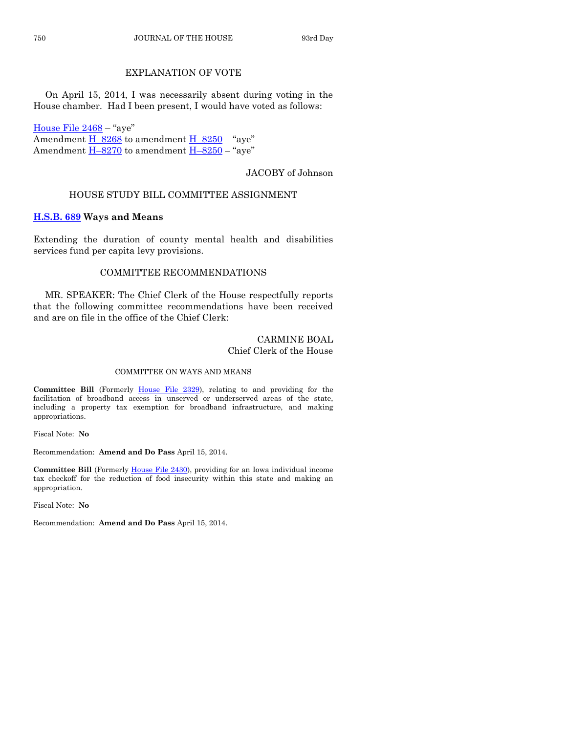## EXPLANATION OF VOTE

On April 15, 2014, I was necessarily absent during voting in the House chamber. Had I been present, I would have voted as follows:

House File 2468 – "aye"
Amendment H–8268 to amendment H–8250 – "aye"
Amendment H–8270 to amendment H–8250 – "aye"

JACOBY of Johnson

## HOUSE STUDY BILL COMMITTEE ASSIGNMENT

**H.S.B. 689 Ways and Means**

Extending the duration of county mental health and disabilities services fund per capita levy provisions.

## COMMITTEE RECOMMENDATIONS

MR. SPEAKER: The Chief Clerk of the House respectfully reports that the following committee recommendations have been received and are on file in the office of the Chief Clerk:

CARMINE BOAL
Chief Clerk of the House

### COMMITTEE ON WAYS AND MEANS

**Committee Bill** (Formerly House File 2329), relating to and providing for the facilitation of broadband access in unserved or underserved areas of the state, including a property tax exemption for broadband infrastructure, and making appropriations.

Fiscal Note: **No**

Recommendation: **Amend and Do Pass** April 15, 2014.

**Committee Bill** (Formerly House File 2430), providing for an Iowa individual income tax checkoff for the reduction of food insecurity within this state and making an appropriation.

Fiscal Note: **No**

Recommendation: **Amend and Do Pass** April 15, 2014.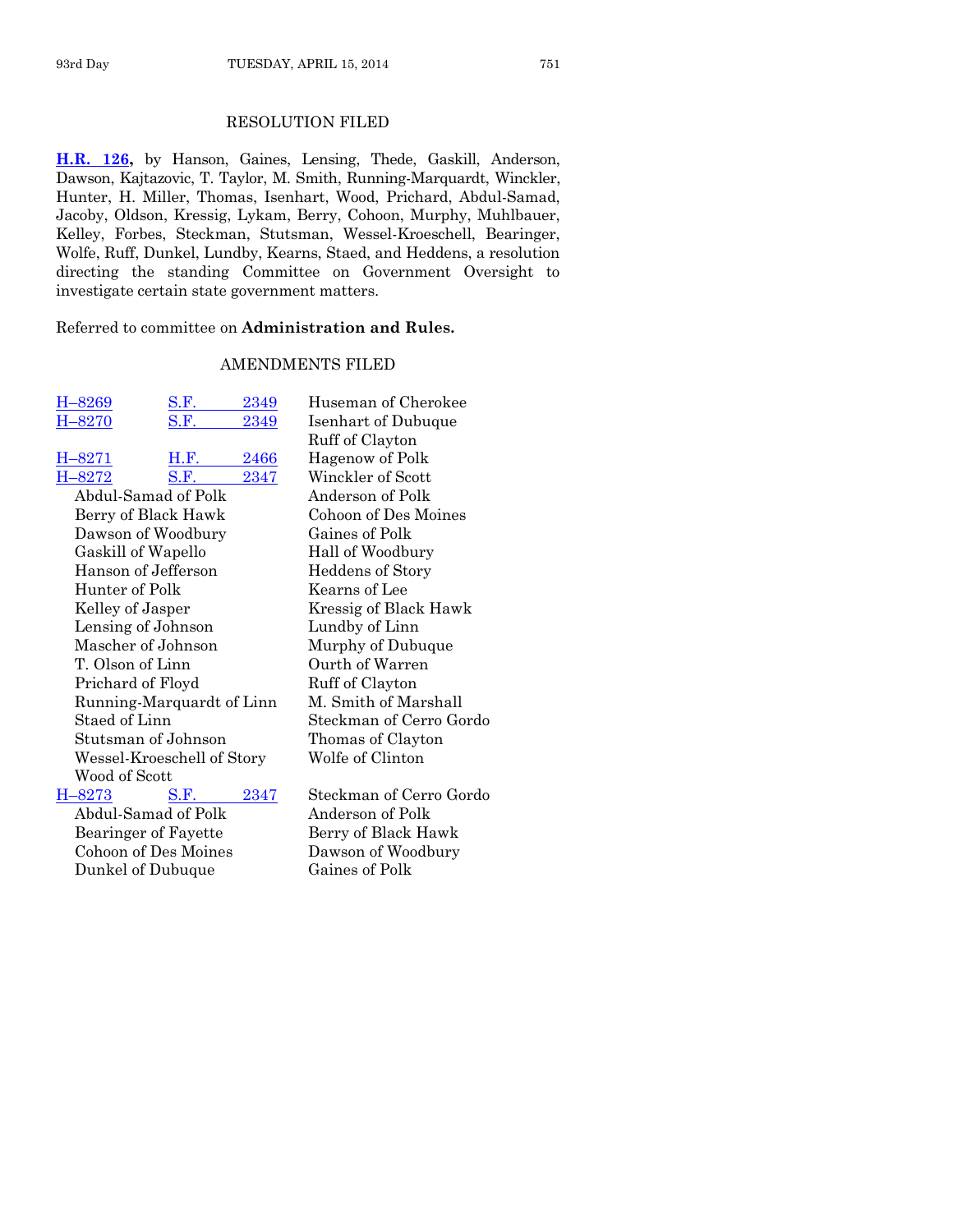## RESOLUTION FILED

**H.R. 126,** by Hanson, Gaines, Lensing, Thede, Gaskill, Anderson, Dawson, Kajtazovic, T. Taylor, M. Smith, Running-Marquardt, Winckler, Hunter, H. Miller, Thomas, Isenhart, Wood, Prichard, Abdul-Samad, Jacoby, Oldson, Kressig, Lykam, Berry, Cohoon, Murphy, Muhlbauer, Kelley, Forbes, Steckman, Stutsman, Wessel-Kroeschell, Bearinger, Wolfe, Ruff, Dunkel, Lundby, Kearns, Staed, and Heddens, a resolution directing the standing Committee on Government Oversight to investigate certain state government matters.

Referred to committee on **Administration and Rules.**

## AMENDMENTS FILED

| | | |
|---|---|---|
| H–8269 | S.F. 2349 | Huseman of Cherokee |
| H–8270 | S.F. 2349 | Isenhart of Dubuque |
| | | Ruff of Clayton |
| H–8271 | H.F. 2466 | Hagenow of Polk |
| H–8272 | S.F. 2347 | Winckler of Scott |
| Abdul-Samad of Polk | | Anderson of Polk |
| Berry of Black Hawk | | Cohoon of Des Moines |
| Dawson of Woodbury | | Gaines of Polk |
| Gaskill of Wapello | | Hall of Woodbury |
| Hanson of Jefferson | | Heddens of Story |
| Hunter of Polk | | Kearns of Lee |
| Kelley of Jasper | | Kressig of Black Hawk |
| Lensing of Johnson | | Lundby of Linn |
| Mascher of Johnson | | Murphy of Dubuque |
| T. Olson of Linn | | Ourth of Warren |
| Prichard of Floyd | | Ruff of Clayton |
| Running-Marquardt of Linn | | M. Smith of Marshall |
| Staed of Linn | | Steckman of Cerro Gordo |
| Stutsman of Johnson | | Thomas of Clayton |
| Wessel-Kroeschell of Story | | Wolfe of Clinton |
| Wood of Scott | | |
| H–8273 | S.F. 2347 | Steckman of Cerro Gordo |
| Abdul-Samad of Polk | | Anderson of Polk |
| Bearinger of Fayette | | Berry of Black Hawk |
| Cohoon of Des Moines | | Dawson of Woodbury |
| Dunkel of Dubuque | | Gaines of Polk |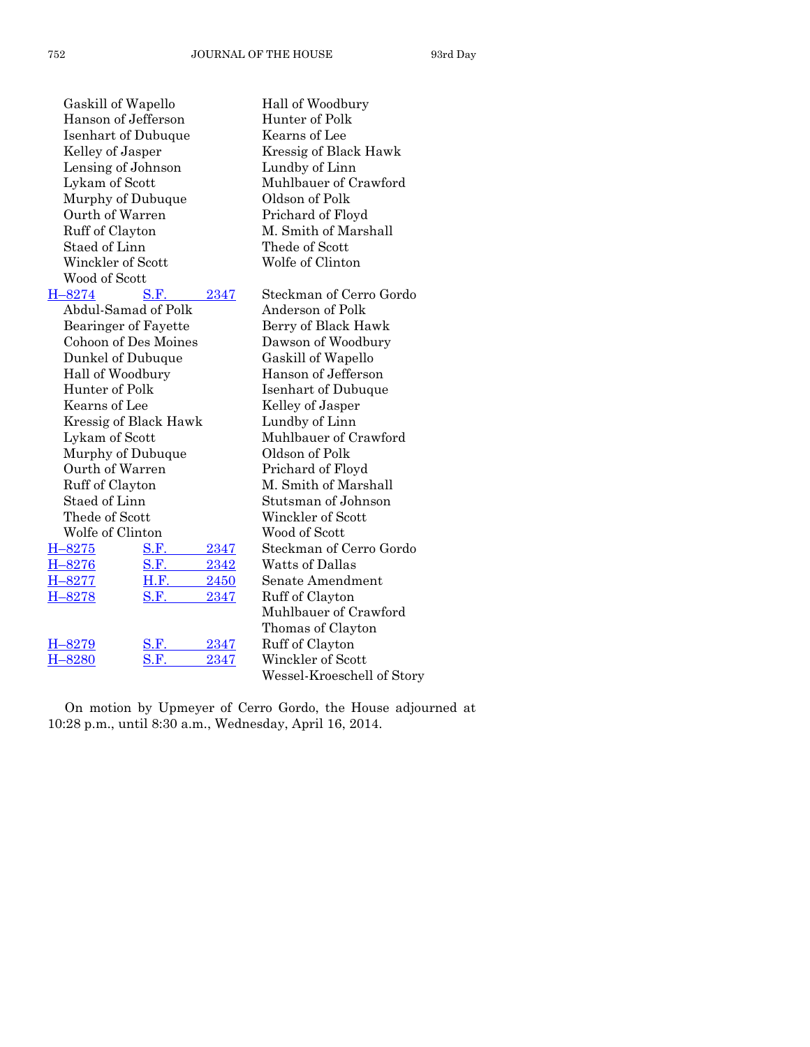| | | |
|---|---|---|
| Gaskill of Wapello | | Hall of Woodbury |
| Hanson of Jefferson | | Hunter of Polk |
| Isenhart of Dubuque | | Kearns of Lee |
| Kelley of Jasper | | Kressig of Black Hawk |
| Lensing of Johnson | | Lundby of Linn |
| Lykam of Scott | | Muhlbauer of Crawford |
| Murphy of Dubuque | | Oldson of Polk |
| Ourth of Warren | | Prichard of Floyd |
| Ruff of Clayton | | M. Smith of Marshall |
| Staed of Linn | | Thede of Scott |
| Winckler of Scott | | Wolfe of Clinton |
| Wood of Scott | | |
| H–8274 | S.F. 2347 | Steckman of Cerro Gordo |
| Abdul-Samad of Polk | | Anderson of Polk |
| Bearinger of Fayette | | Berry of Black Hawk |
| Cohoon of Des Moines | | Dawson of Woodbury |
| Dunkel of Dubuque | | Gaskill of Wapello |
| Hall of Woodbury | | Hanson of Jefferson |
| Hunter of Polk | | Isenhart of Dubuque |
| Kearns of Lee | | Kelley of Jasper |
| Kressig of Black Hawk | | Lundby of Linn |
| Lykam of Scott | | Muhlbauer of Crawford |
| Murphy of Dubuque | | Oldson of Polk |
| Ourth of Warren | | Prichard of Floyd |
| Ruff of Clayton | | M. Smith of Marshall |
| Staed of Linn | | Stutsman of Johnson |
| Thede of Scott | | Winckler of Scott |
| Wolfe of Clinton | | Wood of Scott |
| H–8275 | S.F. 2347 | Steckman of Cerro Gordo |
| H–8276 | S.F. 2342 | Watts of Dallas |
| H–8277 | H.F. 2450 | Senate Amendment |
| H–8278 | S.F. 2347 | Ruff of Clayton<br>Muhlbauer of Crawford<br>Thomas of Clayton |
| H–8279 | S.F. 2347 | Ruff of Clayton |
| H–8280 | S.F. 2347 | Winckler of Scott<br>Wessel-Kroeschell of Story |

On motion by Upmeyer of Cerro Gordo, the House adjourned at 10:28 p.m., until 8:30 a.m., Wednesday, April 16, 2014.